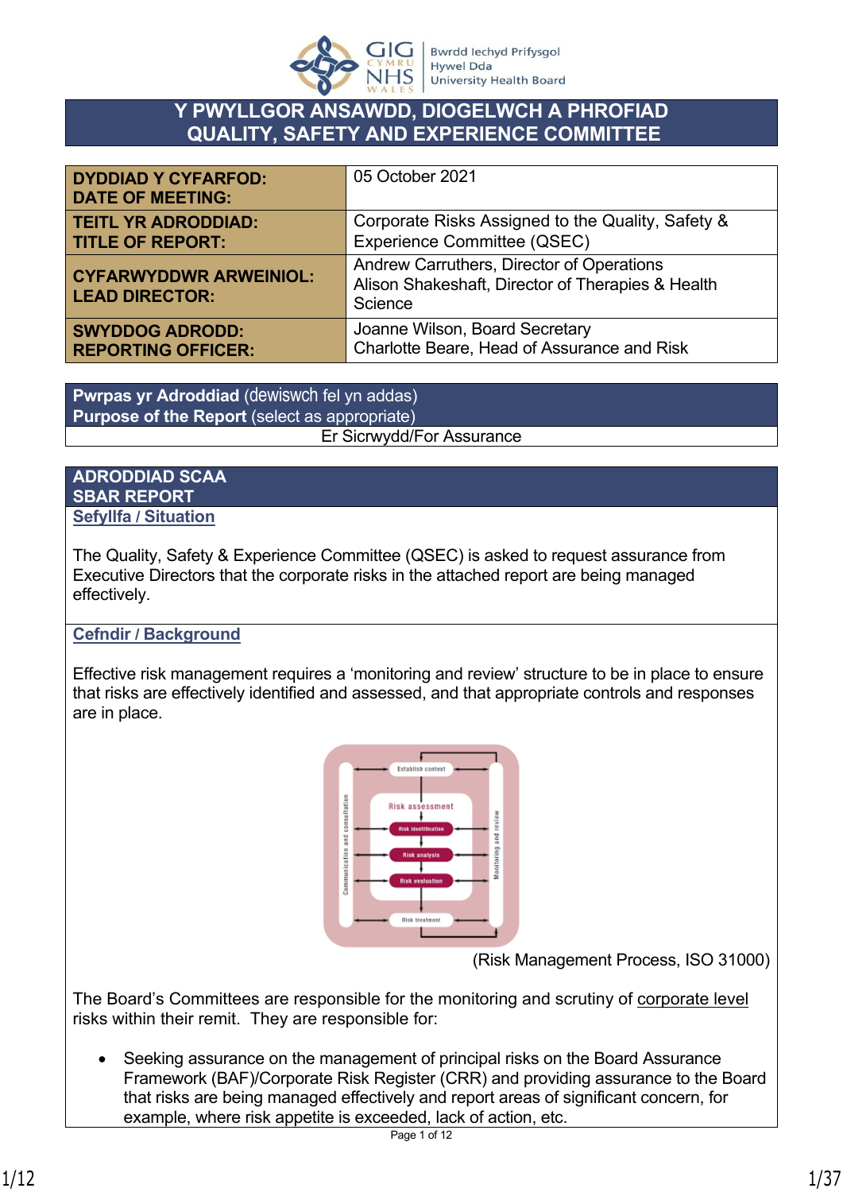# Y PWYLLGOR ANSAWDD, DIOGELWCH A PHROFIAD
# QUALITY, SAFETY AND EXPERIENCE COMMITTEE

| | |
|---|---|
| **DYDDIAD Y CYFARFOD:**<br>**DATE OF MEETING:** | 05 October 2021 |
| **TEITL YR ADRODDIAD:**<br>**TITLE OF REPORT:** | Corporate Risks Assigned to the Quality, Safety & Experience Committee (QSEC) |
| **CYFARWYDDWR ARWEINIOL:**<br>**LEAD DIRECTOR:** | Andrew Carruthers, Director of Operations<br>Alison Shakeshaft, Director of Therapies & Health Science |
| **SWYDDOG ADRODD:**<br>**REPORTING OFFICER:** | Joanne Wilson, Board Secretary<br>Charlotte Beare, Head of Assurance and Risk |

**Pwrpas yr Adroddiad** (dewiswch fel yn addas)
**Purpose of the Report** (select as appropriate)

Er Sicrwydd/For Assurance

## ADRODDIAD SCAA
## SBAR REPORT

### Sefyllfa / Situation

The Quality, Safety & Experience Committee (QSEC) is asked to request assurance from Executive Directors that the corporate risks in the attached report are being managed effectively.

### Cefndir / Background

Effective risk management requires a 'monitoring and review' structure to be in place to ensure that risks are effectively identified and assessed, and that appropriate controls and responses are in place.

(Risk Management Process, ISO 31000)

The Board's Committees are responsible for the monitoring and scrutiny of corporate level risks within their remit. They are responsible for:

- Seeking assurance on the management of principal risks on the Board Assurance Framework (BAF)/Corporate Risk Register (CRR) and providing assurance to the Board that risks are being managed effectively and report areas of significant concern, for example, where risk appetite is exceeded, lack of action, etc.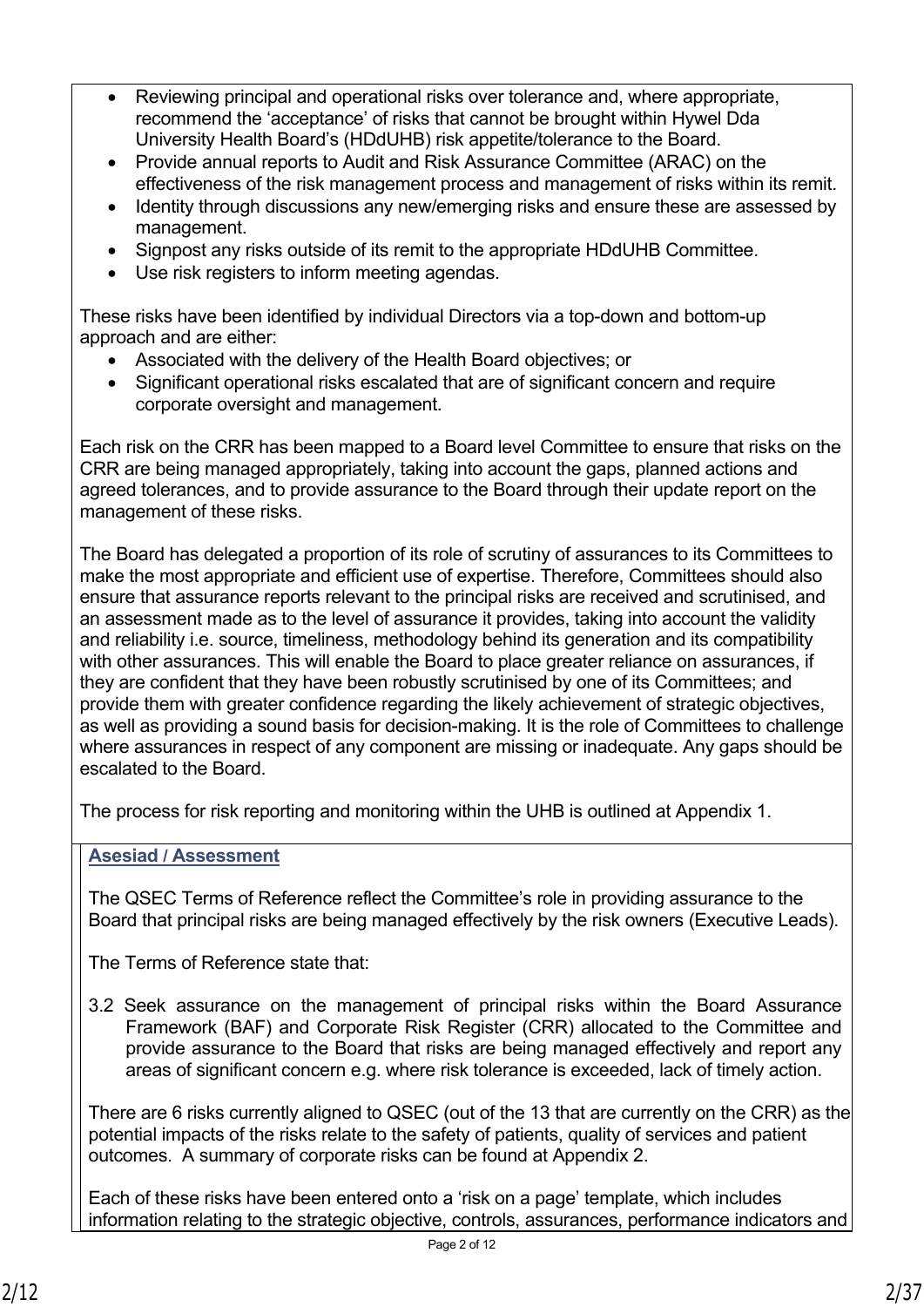- Reviewing principal and operational risks over tolerance and, where appropriate, recommend the 'acceptance' of risks that cannot be brought within Hywel Dda University Health Board's (HDdUHB) risk appetite/tolerance to the Board.
- Provide annual reports to Audit and Risk Assurance Committee (ARAC) on the effectiveness of the risk management process and management of risks within its remit.
- Identity through discussions any new/emerging risks and ensure these are assessed by management.
- Signpost any risks outside of its remit to the appropriate HDdUHB Committee.
- Use risk registers to inform meeting agendas.

These risks have been identified by individual Directors via a top-down and bottom-up approach and are either:

- Associated with the delivery of the Health Board objectives; or
- Significant operational risks escalated that are of significant concern and require corporate oversight and management.

Each risk on the CRR has been mapped to a Board level Committee to ensure that risks on the CRR are being managed appropriately, taking into account the gaps, planned actions and agreed tolerances, and to provide assurance to the Board through their update report on the management of these risks.

The Board has delegated a proportion of its role of scrutiny of assurances to its Committees to make the most appropriate and efficient use of expertise. Therefore, Committees should also ensure that assurance reports relevant to the principal risks are received and scrutinised, and an assessment made as to the level of assurance it provides, taking into account the validity and reliability i.e. source, timeliness, methodology behind its generation and its compatibility with other assurances. This will enable the Board to place greater reliance on assurances, if they are confident that they have been robustly scrutinised by one of its Committees; and provide them with greater confidence regarding the likely achievement of strategic objectives, as well as providing a sound basis for decision-making. It is the role of Committees to challenge where assurances in respect of any component are missing or inadequate. Any gaps should be escalated to the Board.

The process for risk reporting and monitoring within the UHB is outlined at Appendix 1.

## Asesiad / Assessment

The QSEC Terms of Reference reflect the Committee's role in providing assurance to the Board that principal risks are being managed effectively by the risk owners (Executive Leads).

The Terms of Reference state that:

3.2 Seek assurance on the management of principal risks within the Board Assurance Framework (BAF) and Corporate Risk Register (CRR) allocated to the Committee and provide assurance to the Board that risks are being managed effectively and report any areas of significant concern e.g. where risk tolerance is exceeded, lack of timely action.

There are 6 risks currently aligned to QSEC (out of the 13 that are currently on the CRR) as the potential impacts of the risks relate to the safety of patients, quality of services and patient outcomes. A summary of corporate risks can be found at Appendix 2.

Each of these risks have been entered onto a 'risk on a page' template, which includes information relating to the strategic objective, controls, assurances, performance indicators and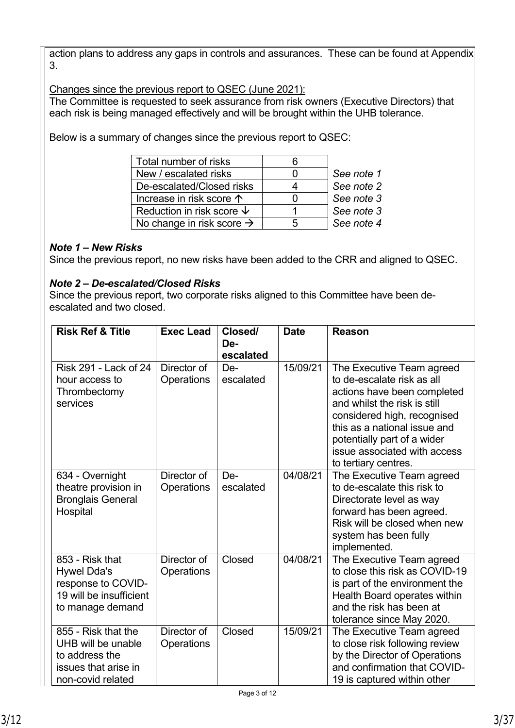action plans to address any gaps in controls and assurances. These can be found at Appendix 3.

Changes since the previous report to QSEC (June 2021):

The Committee is requested to seek assurance from risk owners (Executive Directors) that each risk is being managed effectively and will be brought within the UHB tolerance.

Below is a summary of changes since the previous report to QSEC:

| | | |
|---|---|---|
| Total number of risks | 6 | |
| New / escalated risks | 0 | *See note 1* |
| De-escalated/Closed risks | 4 | *See note 2* |
| Increase in risk score ↑ | 0 | *See note 3* |
| Reduction in risk score ↓ | 1 | *See note 3* |
| No change in risk score → | 5 | *See note 4* |

***Note 1 – New Risks***

Since the previous report, no new risks have been added to the CRR and aligned to QSEC.

***Note 2 – De-escalated/Closed Risks***

Since the previous report, two corporate risks aligned to this Committee have been de-escalated and two closed.

| Risk Ref & Title | Exec Lead | Closed/ De-escalated | Date | Reason |
|---|---|---|---|---|
| Risk 291 - Lack of 24 hour access to Thrombectomy services | Director of Operations | De-escalated | 15/09/21 | The Executive Team agreed to de-escalate risk as all actions have been completed and whilst the risk is still considered high, recognised this as a national issue and potentially part of a wider issue associated with access to tertiary centres. |
| 634 - Overnight theatre provision in Bronglais General Hospital | Director of Operations | De-escalated | 04/08/21 | The Executive Team agreed to de-escalate this risk to Directorate level as way forward has been agreed. Risk will be closed when new system has been fully implemented. |
| 853 - Risk that Hywel Dda's response to COVID-19 will be insufficient to manage demand | Director of Operations | Closed | 04/08/21 | The Executive Team agreed to close this risk as COVID-19 is part of the environment the Health Board operates within and the risk has been at tolerance since May 2020. |
| 855 - Risk that the UHB will be unable to address the issues that arise in non-covid related | Director of Operations | Closed | 15/09/21 | The Executive Team agreed to close risk following review by the Director of Operations and confirmation that COVID-19 is captured within other |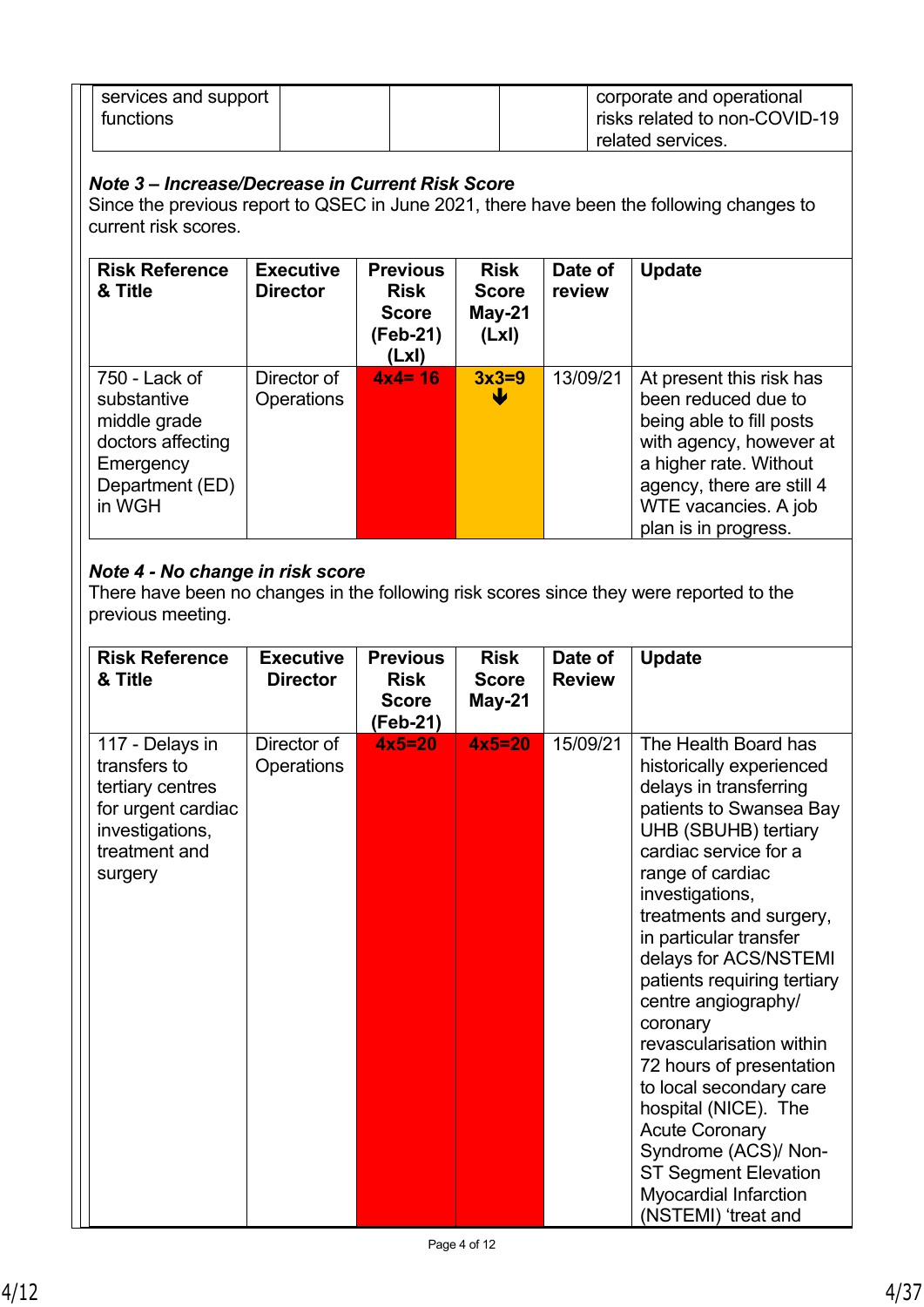| services and support functions | | | | corporate and operational risks related to non-COVID-19 related services. |
|---|---|---|---|---|

***Note 3 – Increase/Decrease in Current Risk Score***

Since the previous report to QSEC in June 2021, there have been the following changes to current risk scores.

| Risk Reference & Title | Executive Director | Previous Risk Score (Feb-21) (LxI) | Risk Score May-21 (LxI) | Date of review | Update |
|---|---|---|---|---|---|
| 750 - Lack of substantive middle grade doctors affecting Emergency Department (ED) in WGH | Director of Operations | 4x4= 16 | 3x3=9 ↓ | 13/09/21 | At present this risk has been reduced due to being able to fill posts with agency, however at a higher rate. Without agency, there are still 4 WTE vacancies. A job plan is in progress. |

***Note 4 - No change in risk score***

There have been no changes in the following risk scores since they were reported to the previous meeting.

| Risk Reference & Title | Executive Director | Previous Risk Score (Feb-21) | Risk Score May-21 | Date of Review | Update |
|---|---|---|---|---|---|
| 117 - Delays in transfers to tertiary centres for urgent cardiac investigations, treatment and surgery | Director of Operations | 4x5=20 | 4x5=20 | 15/09/21 | The Health Board has historically experienced delays in transferring patients to Swansea Bay UHB (SBUHB) tertiary cardiac service for a range of cardiac investigations, treatments and surgery, in particular transfer delays for ACS/NSTEMI patients requiring tertiary centre angiography/ coronary revascularisation within 72 hours of presentation to local secondary care hospital (NICE). The Acute Coronary Syndrome (ACS)/ Non-ST Segment Elevation Myocardial Infarction (NSTEMI) 'treat and |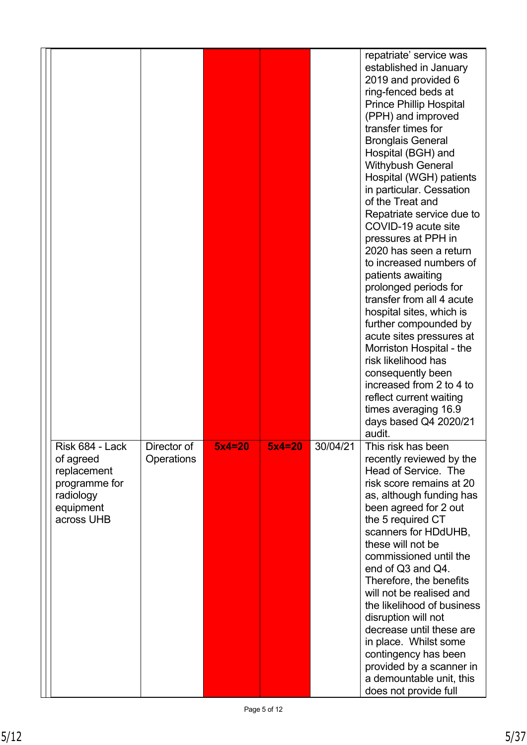| | | | | | |
|---|---|---|---|---|---|
| | | | | | repatriate' service was established in January 2019 and provided 6 ring-fenced beds at Prince Phillip Hospital (PPH) and improved transfer times for Bronglais General Hospital (BGH) and Withybush General Hospital (WGH) patients in particular. Cessation of the Treat and Repatriate service due to COVID-19 acute site pressures at PPH in 2020 has seen a return to increased numbers of patients awaiting prolonged periods for transfer from all 4 acute hospital sites, which is further compounded by acute sites pressures at Morriston Hospital - the risk likelihood has consequently been increased from 2 to 4 to reflect current waiting times averaging 16.9 days based Q4 2020/21 audit. |
| Risk 684 - Lack of agreed replacement programme for radiology equipment across UHB | Director of Operations | **5x4=20** | **5x4=20** | 30/04/21 | This risk has been recently reviewed by the Head of Service. The risk score remains at 20 as, although funding has been agreed for 2 out the 5 required CT scanners for HDdUHB, these will not be commissioned until the end of Q3 and Q4. Therefore, the benefits will not be realised and the likelihood of business disruption will not decrease until these are in place. Whilst some contingency has been provided by a scanner in a demountable unit, this does not provide full |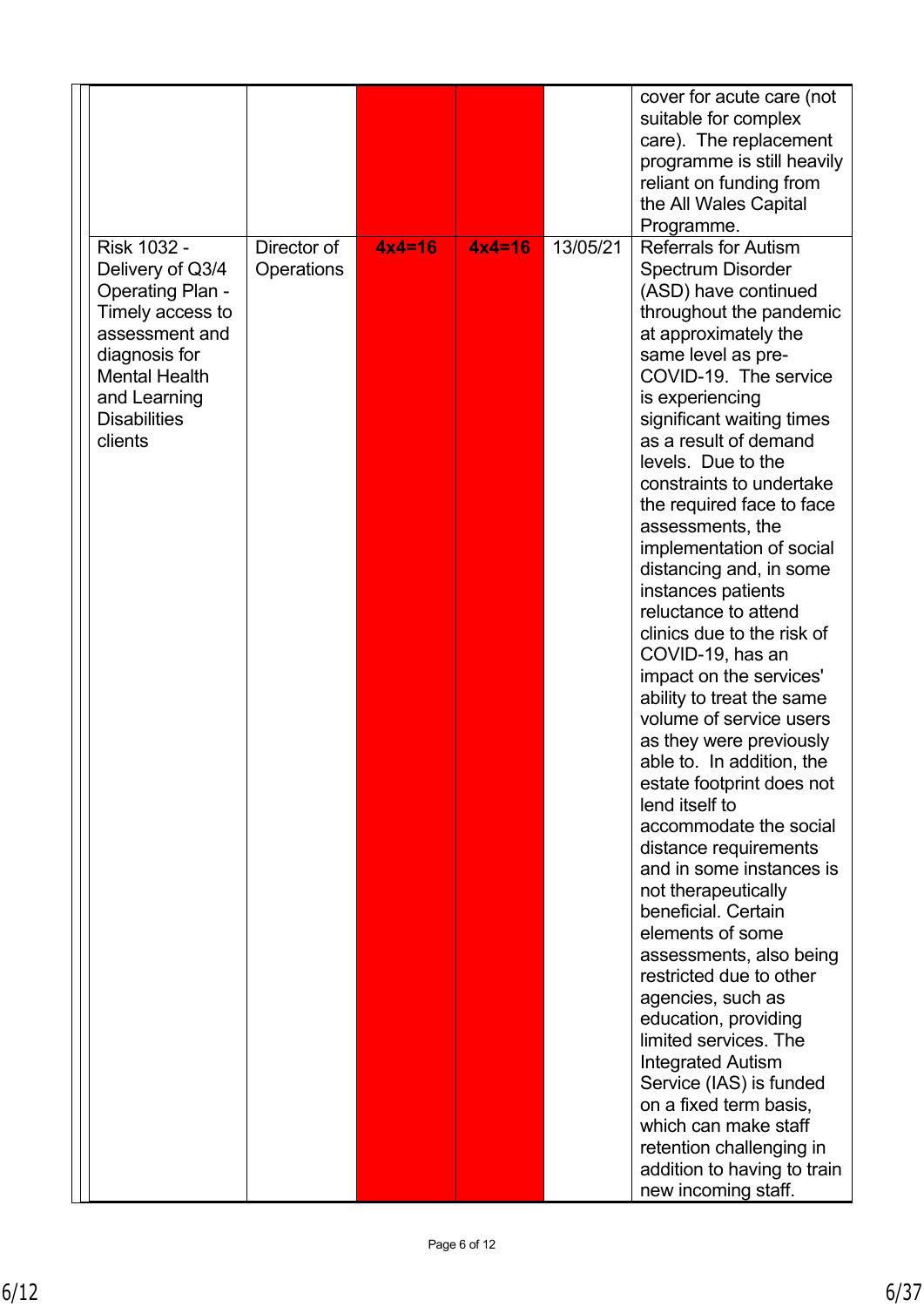| | | | | | |
|---|---|---|---|---|---|
| | | | | | cover for acute care (not suitable for complex care). The replacement programme is still heavily reliant on funding from the All Wales Capital Programme. |
| Risk 1032 - Delivery of Q3/4 Operating Plan - Timely access to assessment and diagnosis for Mental Health and Learning Disabilities clients | Director of Operations | **4x4=16** | **4x4=16** | 13/05/21 | Referrals for Autism Spectrum Disorder (ASD) have continued throughout the pandemic at approximately the same level as pre-COVID-19. The service is experiencing significant waiting times as a result of demand levels. Due to the constraints to undertake the required face to face assessments, the implementation of social distancing and, in some instances patients reluctance to attend clinics due to the risk of COVID-19, has an impact on the services' ability to treat the same volume of service users as they were previously able to. In addition, the estate footprint does not lend itself to accommodate the social distance requirements and in some instances is not therapeutically beneficial. Certain elements of some assessments, also being restricted due to other agencies, such as education, providing limited services. The Integrated Autism Service (IAS) is funded on a fixed term basis, which can make staff retention challenging in addition to having to train new incoming staff. |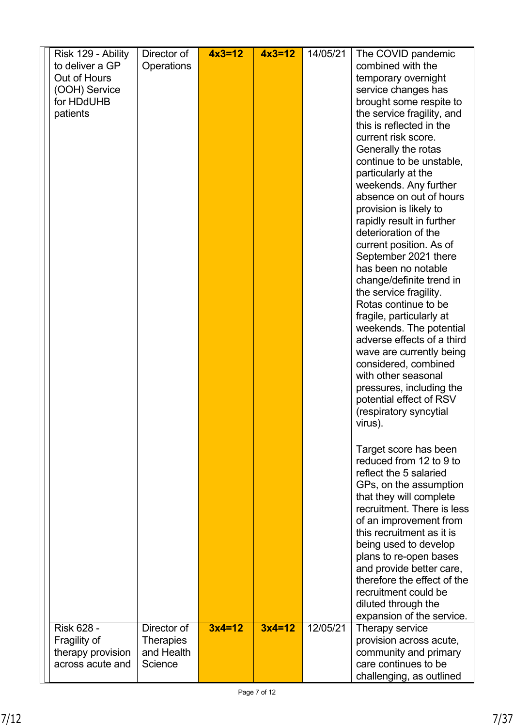| | | | | | |
|---|---|---|---|---|---|
| Risk 129 - Ability to deliver a GP Out of Hours (OOH) Service for HDdUHB patients | Director of Operations | **4x3=12** | **4x3=12** | 14/05/21 | The COVID pandemic combined with the temporary overnight service changes has brought some respite to the service fragility, and this is reflected in the current risk score. Generally the rotas continue to be unstable, particularly at the weekends. Any further absence on out of hours provision is likely to rapidly result in further deterioration of the current position. As of September 2021 there has been no notable change/definite trend in the service fragility. Rotas continue to be fragile, particularly at weekends. The potential adverse effects of a third wave are currently being considered, combined with other seasonal pressures, including the potential effect of RSV (respiratory syncytial virus).<br><br>Target score has been reduced from 12 to 9 to reflect the 5 salaried GPs, on the assumption that they will complete recruitment. There is less of an improvement from this recruitment as it is being used to develop plans to re-open bases and provide better care, therefore the effect of the recruitment could be diluted through the expansion of the service. |
| Risk 628 - Fragility of therapy provision across acute and | Director of Therapies and Health Science | **3x4=12** | **3x4=12** | 12/05/21 | Therapy service provision across acute, community and primary care continues to be challenging, as outlined |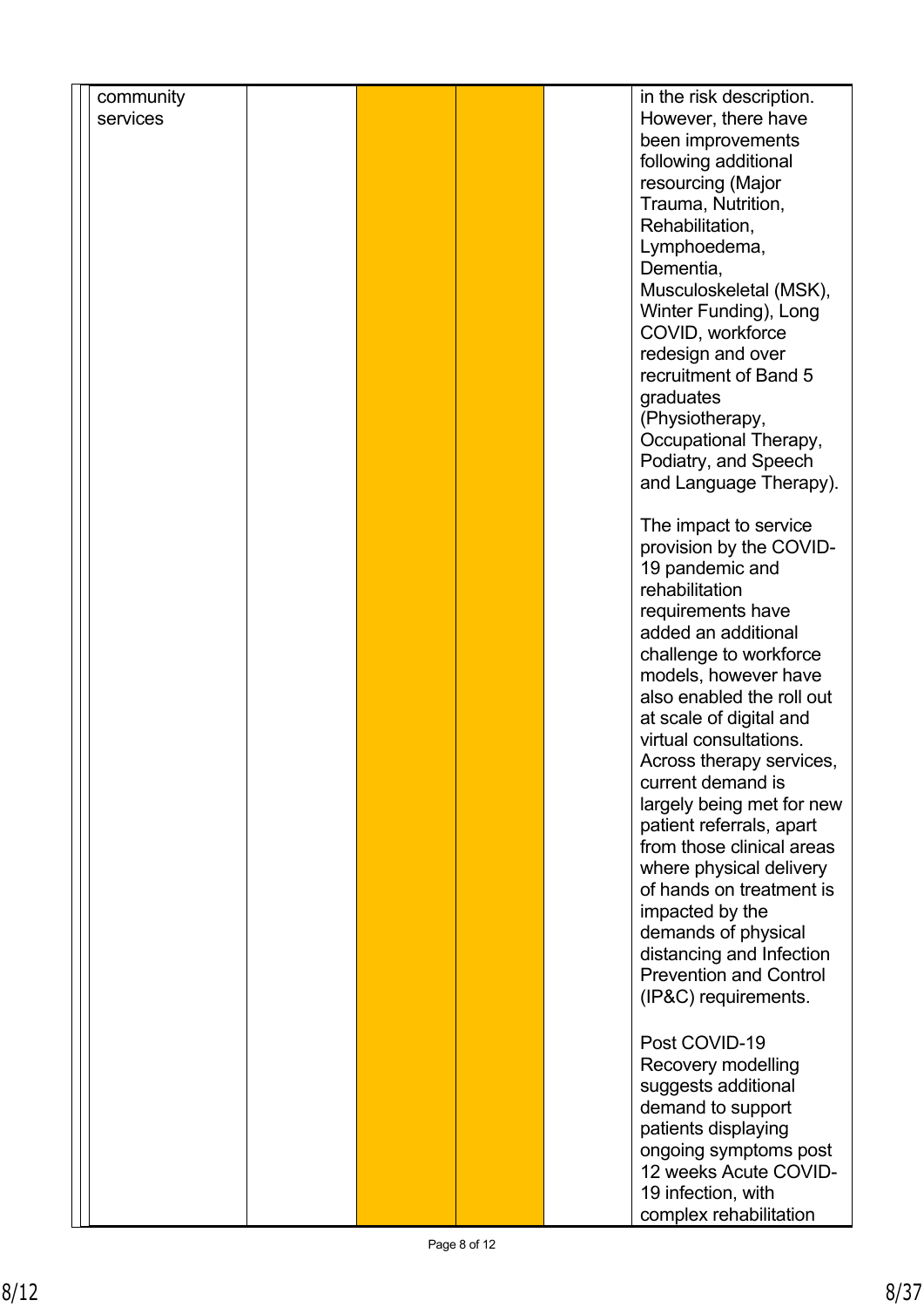| | | | | | |
|---|---|---|---|---|---|
| community services | | | | | in the risk description. However, there have been improvements following additional resourcing (Major Trauma, Nutrition, Rehabilitation, Lymphoedema, Dementia, Musculoskeletal (MSK), Winter Funding), Long COVID, workforce redesign and over recruitment of Band 5 graduates (Physiotherapy, Occupational Therapy, Podiatry, and Speech and Language Therapy).<br><br>The impact to service provision by the COVID-19 pandemic and rehabilitation requirements have added an additional challenge to workforce models, however have also enabled the roll out at scale of digital and virtual consultations. Across therapy services, current demand is largely being met for new patient referrals, apart from those clinical areas where physical delivery of hands on treatment is impacted by the demands of physical distancing and Infection Prevention and Control (IP&C) requirements.<br><br>Post COVID-19 Recovery modelling suggests additional demand to support patients displaying ongoing symptoms post 12 weeks Acute COVID-19 infection, with complex rehabilitation |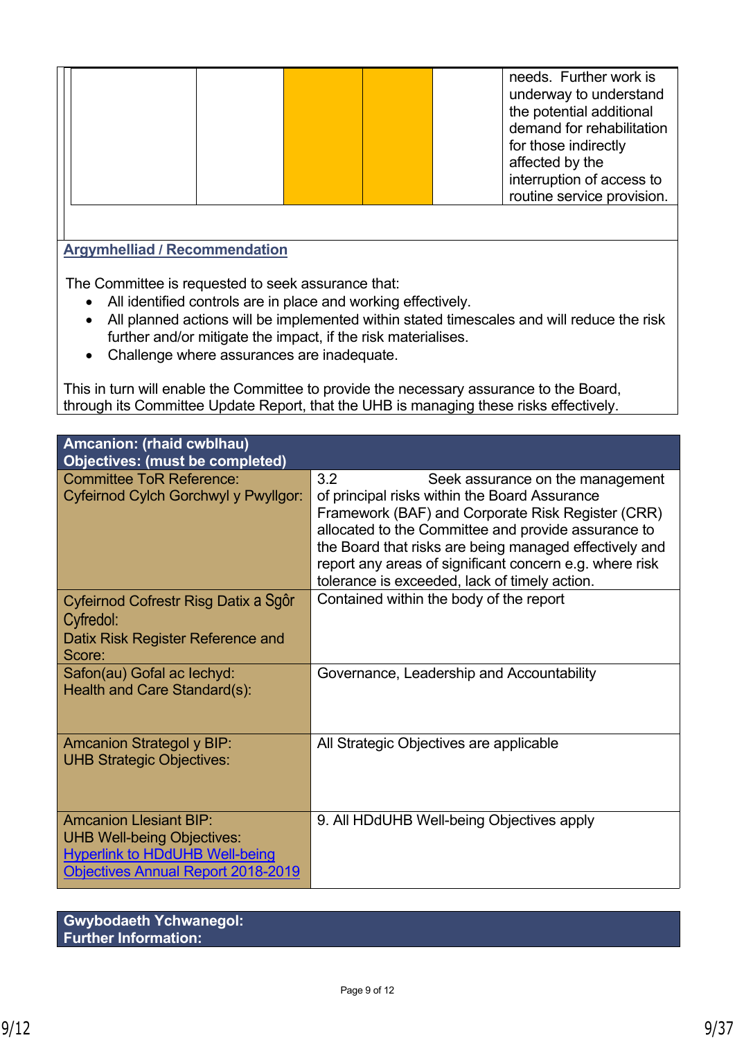|  |  |  |  |  | needs. Further work is underway to understand the potential additional demand for rehabilitation for those indirectly affected by the interruption of access to routine service provision. |
|---|---|---|---|---|---|

**Argymhelliad / Recommendation**

The Committee is requested to seek assurance that:

- All identified controls are in place and working effectively.
- All planned actions will be implemented within stated timescales and will reduce the risk further and/or mitigate the impact, if the risk materialises.
- Challenge where assurances are inadequate.

This in turn will enable the Committee to provide the necessary assurance to the Board, through its Committee Update Report, that the UHB is managing these risks effectively.

| **Amcanion: (rhaid cwblhau)**<br>**Objectives: (must be completed)** | |
|---|---|
| Committee ToR Reference:<br>Cyfeirnod Cylch Gorchwyl y Pwyllgor: | 3.2 Seek assurance on the management of principal risks within the Board Assurance Framework (BAF) and Corporate Risk Register (CRR) allocated to the Committee and provide assurance to the Board that risks are being managed effectively and report any areas of significant concern e.g. where risk tolerance is exceeded, lack of timely action. |
| Cyfeirnod Cofrestr Risg Datix a Sgôr Cyfredol:<br>Datix Risk Register Reference and Score: | Contained within the body of the report |
| Safon(au) Gofal ac Iechyd:<br>Health and Care Standard(s): | Governance, Leadership and Accountability |
| Amcanion Strategol y BIP:<br>UHB Strategic Objectives: | All Strategic Objectives are applicable |
| Amcanion Llesiant BIP:<br>UHB Well-being Objectives:<br>Hyperlink to HDdUHB Well-being Objectives Annual Report 2018-2019 | 9. All HDdUHB Well-being Objectives apply |

| **Gwybodaeth Ychwanegol:**<br>**Further Information:** |
|---|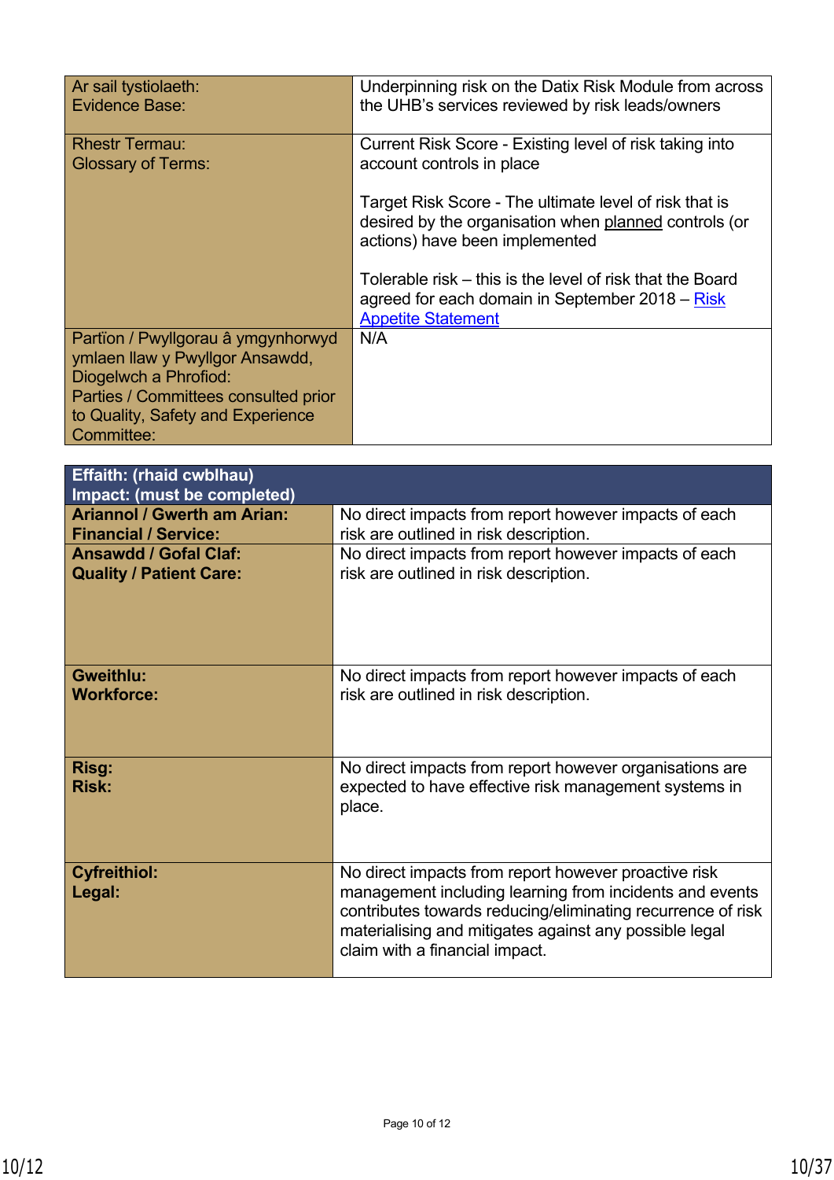| Ar sail tystiolaeth:<br>Evidence Base: | Underpinning risk on the Datix Risk Module from across the UHB's services reviewed by risk leads/owners |
|---|---|
| Rhestr Termau:<br>Glossary of Terms: | Current Risk Score - Existing level of risk taking into account controls in place<br><br>Target Risk Score - The ultimate level of risk that is desired by the organisation when planned controls (or actions) have been implemented<br><br>Tolerable risk – this is the level of risk that the Board agreed for each domain in September 2018 – Risk Appetite Statement |
| Partïon / Pwyllgorau â ymgynhorwyd ymlaen llaw y Pwyllgor Ansawdd, Diogelwch a Phrofiod:<br>Parties / Committees consulted prior to Quality, Safety and Experience Committee: | N/A |

| **Effaith: (rhaid cwblhau)<br>Impact: (must be completed)** | |
|---|---|
| **Ariannol / Gwerth am Arian:<br>Financial / Service:** | No direct impacts from report however impacts of each risk are outlined in risk description. |
| **Ansawdd / Gofal Claf:<br>Quality / Patient Care:** | No direct impacts from report however impacts of each risk are outlined in risk description. |
| **Gweithlu:<br>Workforce:** | No direct impacts from report however impacts of each risk are outlined in risk description. |
| **Risg:<br>Risk:** | No direct impacts from report however organisations are expected to have effective risk management systems in place. |
| **Cyfreithiol:<br>Legal:** | No direct impacts from report however proactive risk management including learning from incidents and events contributes towards reducing/eliminating recurrence of risk materialising and mitigates against any possible legal claim with a financial impact. |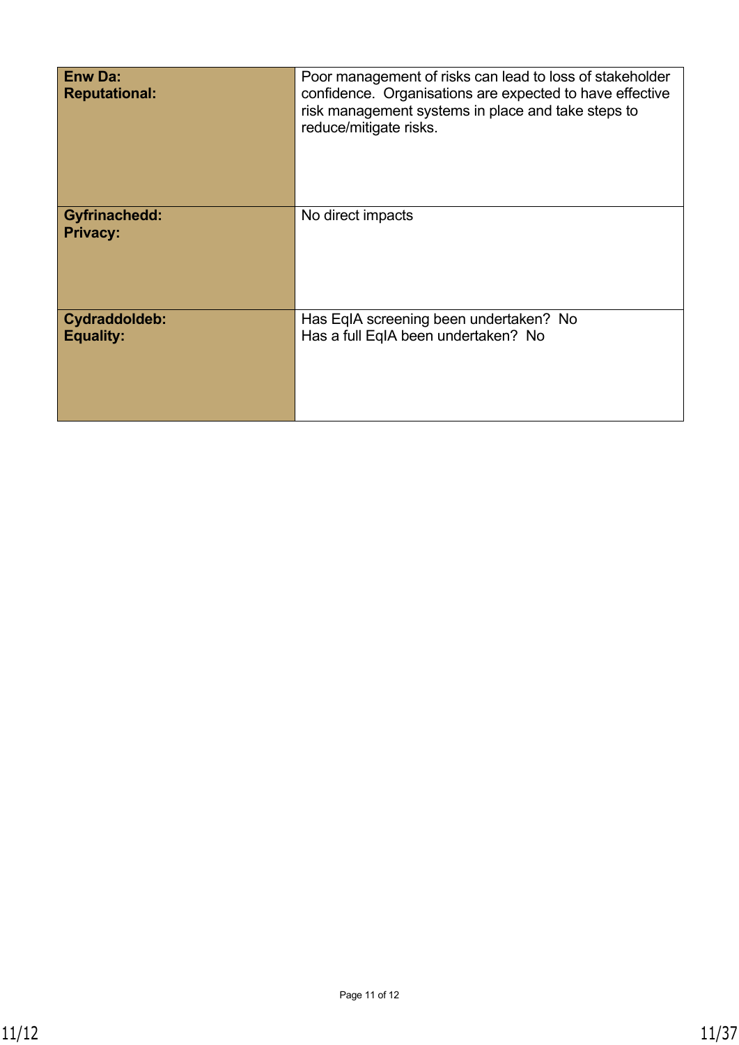| | |
|---|---|
| **Enw Da:**<br>**Reputational:** | Poor management of risks can lead to loss of stakeholder confidence.  Organisations are expected to have effective risk management systems in place and take steps to reduce/mitigate risks. |
| **Gyfrinachedd:**<br>**Privacy:** | No direct impacts |
| **Cydraddoldeb:**<br>**Equality:** | Has EqIA screening been undertaken?  No<br>Has a full EqIA been undertaken?  No |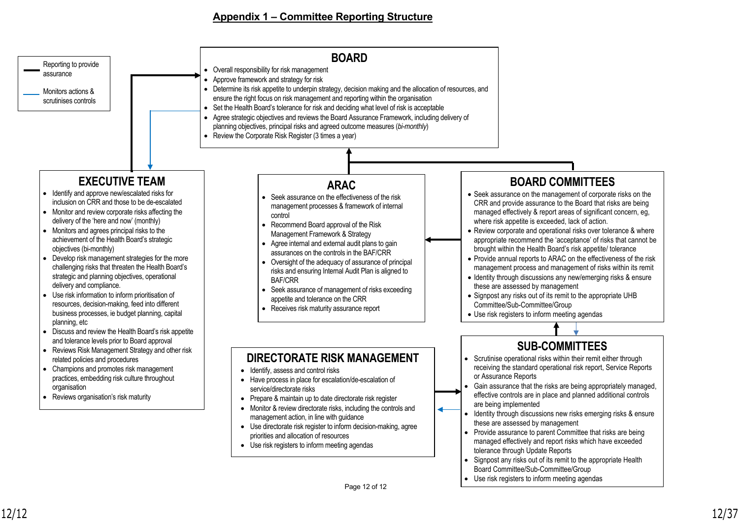## Appendix 1 – Committee Reporting Structure

**Key:**
- Reporting to provide assurance (black line)
- Monitors actions & scrutinises controls (blue line)

### BOARD

- Overall responsibility for risk management
- Approve framework and strategy for risk
- Determine its risk appetite to underpin strategy, decision making and the allocation of resources, and ensure the right focus on risk management and reporting within the organisation
- Set the Health Board's tolerance for risk and deciding what level of risk is acceptable
- Agree strategic objectives and reviews the Board Assurance Framework, including delivery of planning objectives, principal risks and agreed outcome measures (*bi-monthly*)
- Review the Corporate Risk Register (3 times a year)

### EXECUTIVE TEAM

- Identify and approve new/escalated risks for inclusion on CRR and those to be de-escalated
- Monitor and review corporate risks affecting the delivery of the 'here and now' (monthly)
- Monitors and agrees principal risks to the achievement of the Health Board's strategic objectives (bi-monthly)
- Develop risk management strategies for the more challenging risks that threaten the Health Board's strategic and planning objectives, operational delivery and compliance.
- Use risk information to inform prioritisation of resources, decision-making, feed into different business processes, ie budget planning, capital planning, etc
- Discuss and review the Health Board's risk appetite and tolerance levels prior to Board approval
- Reviews Risk Management Strategy and other risk related policies and procedures
- Champions and promotes risk management practices, embedding risk culture throughout organisation
- Reviews organisation's risk maturity

### ARAC

- Seek assurance on the effectiveness of the risk management processes & framework of internal control
- Recommend Board approval of the Risk Management Framework & Strategy
- Agree internal and external audit plans to gain assurances on the controls in the BAF/CRR
- Oversight of the adequacy of assurance of principal risks and ensuring Internal Audit Plan is aligned to BAF/CRR
- Seek assurance of management of risks exceeding appetite and tolerance on the CRR
- Receives risk maturity assurance report

### BOARD COMMITTEES

- Seek assurance on the management of corporate risks on the CRR and provide assurance to the Board that risks are being managed effectively & report areas of significant concern, eg, where risk appetite is exceeded, lack of action.
- Review corporate and operational risks over tolerance & where appropriate recommend the 'acceptance' of risks that cannot be brought within the Health Board's risk appetite/ tolerance
- Provide annual reports to ARAC on the effectiveness of the risk management process and management of risks within its remit
- Identity through discussions any new/emerging risks & ensure these are assessed by management
- Signpost any risks out of its remit to the appropriate UHB Committee/Sub-Committee/Group
- Use risk registers to inform meeting agendas

### DIRECTORATE RISK MANAGEMENT

- Identify, assess and control risks
- Have process in place for escalation/de-escalation of service/directorate risks
- Prepare & maintain up to date directorate risk register
- Monitor & review directorate risks, including the controls and management action, in line with guidance
- Use directorate risk register to inform decision-making, agree priorities and allocation of resources
- Use risk registers to inform meeting agendas

### SUB-COMMITTEES

- Scrutinise operational risks within their remit either through receiving the standard operational risk report, Service Reports or Assurance Reports
- Gain assurance that the risks are being appropriately managed, effective controls are in place and planned additional controls are being implemented
- Identity through discussions new risks emerging risks & ensure these are assessed by management
- Provide assurance to parent Committee that risks are being managed effectively and report risks which have exceeded tolerance through Update Reports
- Signpost any risks out of its remit to the appropriate Health Board Committee/Sub-Committee/Group
- Use risk registers to inform meeting agendas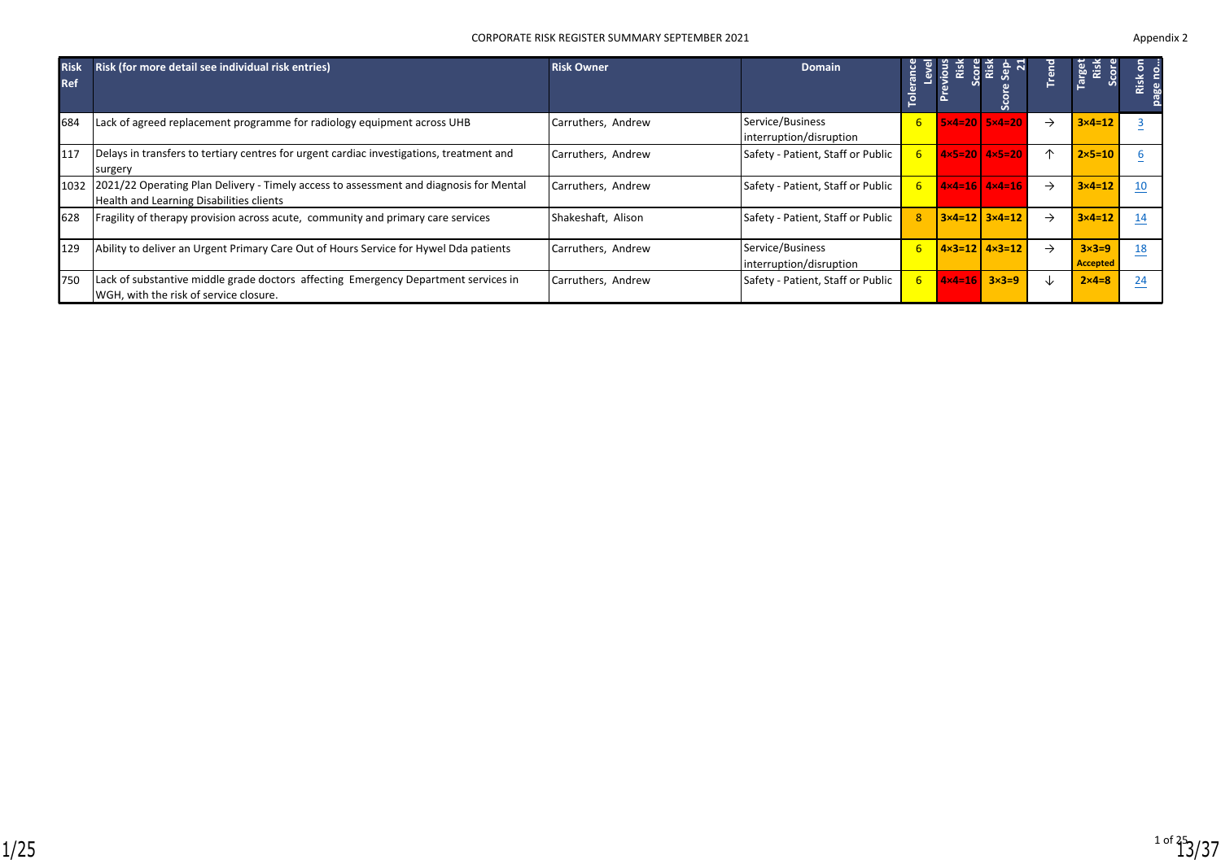CORPORATE RISK REGISTER SUMMARY SEPTEMBER 2021

Appendix 2

| Risk Ref | Risk (for more detail see individual risk entries) | Risk Owner | Domain | Tolerance Level | Previous Risk Score | Risk Score Sep-21 | Trend | Target Risk Score | Risk on page no... |
|---|---|---|---|---|---|---|---|---|---|
| 684 | Lack of agreed replacement programme for radiology equipment across UHB | Carruthers, Andrew | Service/Business interruption/disruption | 6 | 5×4=20 | 5×4=20 | → | 3×4=12 | 3 |
| 117 | Delays in transfers to tertiary centres for urgent cardiac investigations, treatment and surgery | Carruthers, Andrew | Safety - Patient, Staff or Public | 6 | 4×5=20 | 4×5=20 | ↑ | 2×5=10 | 6 |
| 1032 | 2021/22 Operating Plan Delivery - Timely access to assessment and diagnosis for Mental Health and Learning Disabilities clients | Carruthers, Andrew | Safety - Patient, Staff or Public | 6 | 4×4=16 | 4×4=16 | → | 3×4=12 | 10 |
| 628 | Fragility of therapy provision across acute, community and primary care services | Shakeshaft, Alison | Safety - Patient, Staff or Public | 8 | 3×4=12 | 3×4=12 | → | 3×4=12 | 14 |
| 129 | Ability to deliver an Urgent Primary Care Out of Hours Service for Hywel Dda patients | Carruthers, Andrew | Service/Business interruption/disruption | 6 | 4×3=12 | 4×3=12 | → | 3×3=9 Accepted | 18 |
| 750 | Lack of substantive middle grade doctors affecting Emergency Department services in WGH, with the risk of service closure. | Carruthers, Andrew | Safety - Patient, Staff or Public | 6 | 4×4=16 | 3×3=9 | ↓ | 2×4=8 | 24 |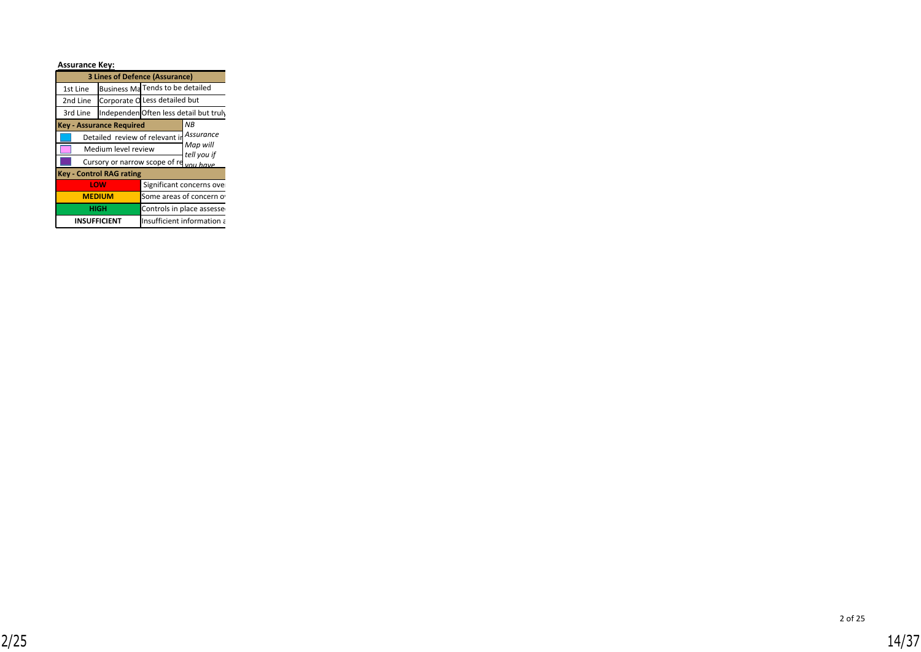**Assurance Key:**

| 3 Lines of Defence (Assurance) | | |
|---|---|---|
| 1st Line | Business Ma | Tends to be detailed |
| 2nd Line | Corporate O | Less detailed but |
| 3rd Line | Independen | Often less detail but truly |

| Key - Assurance Required | *NB Assurance Map will tell you if you have* |
|---|---|
| Detailed review of relevant in | |
| Medium level review | |
| Cursory or narrow scope of re | |

| Key - Control RAG rating | |
|---|---|
| **LOW** | Significant concerns over |
| **MEDIUM** | Some areas of concern o |
| **HIGH** | Controls in place assesse |
| **INSUFFICIENT** | Insufficient information a |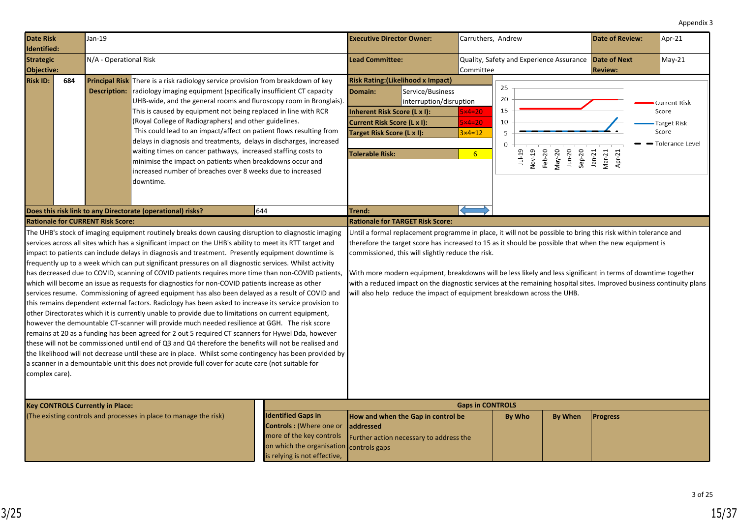Appendix 3

| Date Risk Identified: | Jan-19 | Executive Director Owner: | Carruthers, Andrew | Date of Review: | Apr-21 |
|---|---|---|---|---|---|
| Strategic Objective: | N/A - Operational Risk | Lead Committee: | Quality, Safety and Experience Assurance Committee | Date of Next Review: | May-21 |

| Risk ID: | 684 |
|---|---|
| Principal Risk Description: | There is a risk radiology service provision from breakdown of key radiology imaging equipment (specifically insufficient CT capacity UHB-wide, and the general rooms and fluroscopy room in Bronglais). This is caused by equipment not being replaced in line with RCR (Royal College of Radiographers) and other guidelines. This could lead to an impact/affect on patient flows resulting from delays in diagnosis and treatments, delays in discharges, increased waiting times on cancer pathways, increased staffing costs to minimise the impact on patients when breakdowns occur and increased number of breaches over 8 weeks due to increased downtime. |
| Does this risk link to any Directorate (operational) risks? | 644 |

| Risk Rating:(Likelihood x Impact) | |
|---|---|
| Domain: | Service/Business interruption/disruption |
| Inherent Risk Score (L x I): | 5×4=20 |
| Current Risk Score (L x I): | 5×4=20 |
| Target Risk Score (L x I): | 3×4=12 |
| Tolerable Risk: | 6 |
| Trend: | ↔ |

Chart (Jul-19 to Apr-21): Current Risk Score, Target Risk Score, Tolerance Level.

**Rationale for CURRENT Risk Score:**

The UHB's stock of imaging equipment routinely breaks down causing disruption to diagnostic imaging services across all sites which has a significant impact on the UHB's ability to meet its RTT target and impact to patients can include delays in diagnosis and treatment. Presently equipment downtime is frequently up to a week which can put significant pressures on all diagnostic services. Whilst activity has decreased due to COVID, scanning of COVID patients requires more time than non-COVID patients, which will become an issue as requests for diagnostics for non-COVID patients increase as other services resume. Commissioning of agreed equipment has also been delayed as a result of COVID and this remains dependent external factors. Radiology has been asked to increase its service provision to other Directorates which it is currently unable to provide due to limitations on current equipment, however the demountable CT-scanner will provide much needed resilience at GGH. The risk score remains at 20 as a funding has been agreed for 2 out 5 required CT scanners for Hywel Dda, however these will not be commissioned until end of Q3 and Q4 therefore the benefits will not be realised and the likelihood will not decrease until these are in place. Whilst some contingency has been provided by a scanner in a demountable unit this does not provide full cover for acute care (not suitable for complex care).

**Rationale for TARGET Risk Score:**

Until a formal replacement programme in place, it will not be possible to bring this risk within tolerance and therefore the target score has increased to 15 as it should be possible that when the new equipment is commissioned, this will slightly reduce the risk.

With more modern equipment, breakdowns will be less likely and less significant in terms of downtime together with a reduced impact on the diagnostic services at the remaining hospital sites. Improved business continuity plans will also help reduce the impact of equipment breakdown across the UHB.

| Key CONTROLS Currently in Place: (The existing controls and processes in place to manage the risk) | Identified Gaps in Controls : (Where one or more of the key controls on which the organisation is relying is not effective, | How and when the Gap in control be addressed — Further action necessary to address the controls gaps | By Who | By When | Progress |
|---|---|---|---|---|---|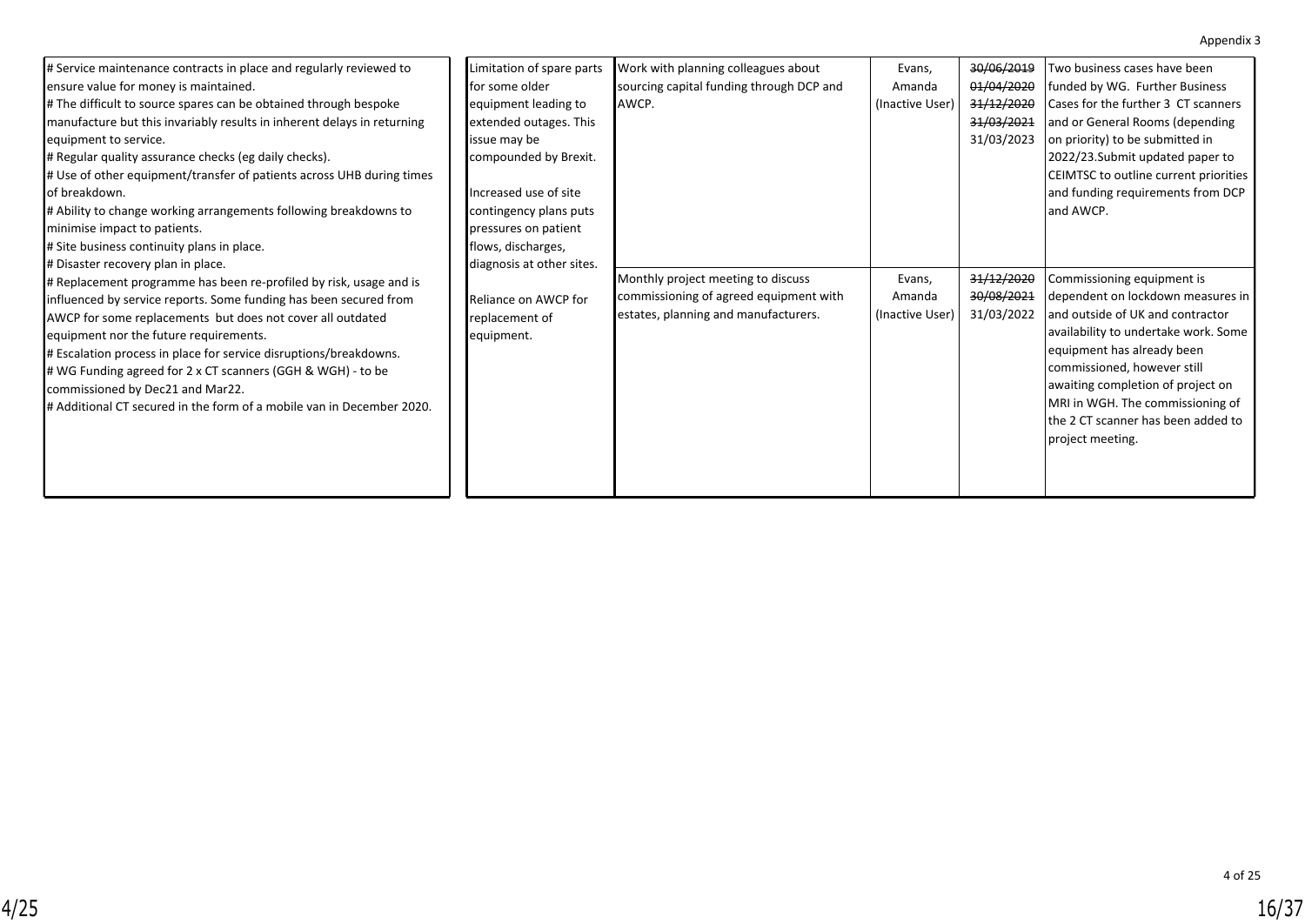Appendix 3

| | | | | | |
|---|---|---|---|---|---|
| # Service maintenance contracts in place and regularly reviewed to ensure value for money is maintained.<br># The difficult to source spares can be obtained through bespoke manufacture but this invariably results in inherent delays in returning equipment to service.<br># Regular quality assurance checks (eg daily checks).<br># Use of other equipment/transfer of patients across UHB during times of breakdown.<br># Ability to change working arrangements following breakdowns to minimise impact to patients.<br># Site business continuity plans in place.<br># Disaster recovery plan in place.<br># Replacement programme has been re-profiled by risk, usage and is influenced by service reports. Some funding has been secured from AWCP for some replacements but does not cover all outdated equipment nor the future requirements.<br># Escalation process in place for service disruptions/breakdowns.<br># WG Funding agreed for 2 x CT scanners (GGH & WGH) - to be commissioned by Dec21 and Mar22.<br># Additional CT secured in the form of a mobile van in December 2020. | Limitation of spare parts for some older equipment leading to extended outages. This issue may be compounded by Brexit.<br><br>Increased use of site contingency plans puts pressures on patient flows, discharges, diagnosis at other sites.<br><br>Reliance on AWCP for replacement of equipment. | Work with planning colleagues about sourcing capital funding through DCP and AWCP. | Evans, Amanda (Inactive User) | ~~30/06/2019~~<br>~~01/04/2020~~<br>~~31/12/2020~~<br>~~31/03/2021~~<br>31/03/2023 | Two business cases have been funded by WG. Further Business Cases for the further 3 CT scanners and or General Rooms (depending on priority) to be submitted in 2022/23.Submit updated paper to CEIMTSC to outline current priorities and funding requirements from DCP and AWCP. |
| | | Monthly project meeting to discuss commissioning of agreed equipment with estates, planning and manufacturers. | Evans, Amanda (Inactive User) | ~~31/12/2020~~<br>~~30/08/2021~~<br>31/03/2022 | Commissioning equipment is dependent on lockdown measures in and outside of UK and contractor availability to undertake work. Some equipment has already been commissioned, however still awaiting completion of project on MRI in WGH. The commissioning of the 2 CT scanner has been added to project meeting. |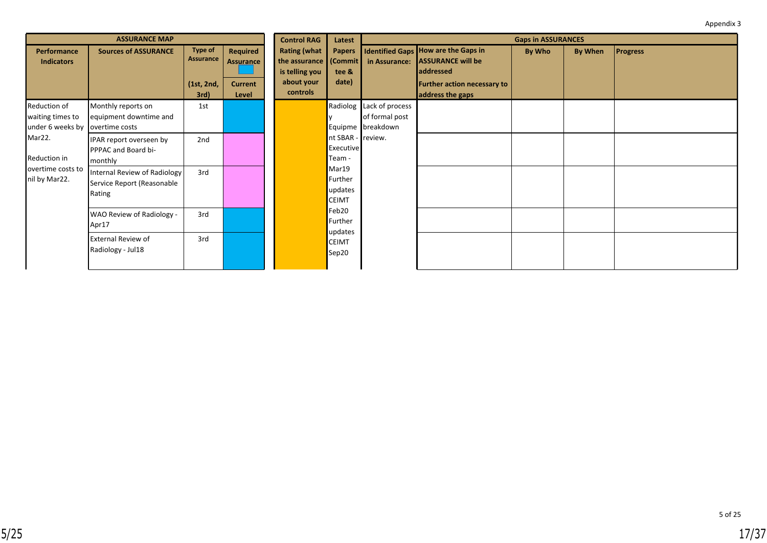Appendix 3

| ASSURANCE MAP | | | | Control RAG Rating (what the assurance is telling you about your controls) | Latest Papers (Committee & date) | Gaps in ASSURANCES | | | | |
|---|---|---|---|---|---|---|---|---|---|---|
| Performance Indicators | Sources of ASSURANCE | Type of Assurance (1st, 2nd, 3rd) | Required Assurance / Current Level | | | Identified Gaps in Assurance: | How are the Gaps in ASSURANCE will be addressed / Further action necessary to address the gaps | By Who | By When | Progress |
| Reduction of waiting times to under 6 weeks by Mar22. Reduction in overtime costs to nil by Mar22. | Monthly reports on equipment downtime and overtime costs | 1st | | | Radiology Equipment SBAR - Executive Team - Mar19 Further updates CEIMT Feb20 Further updates CEIMT Sep20 | Lack of process of formal post breakdown review. | | | | |
| | IPAR report overseen by PPPAC and Board bi-monthly | 2nd | | | | | | | | |
| | Internal Review of Radiology Service Report (Reasonable Rating | 3rd | | | | | | | | |
| | WAO Review of Radiology - Apr17 | 3rd | | | | | | | | |
| | External Review of Radiology - Jul18 | 3rd | | | | | | | | |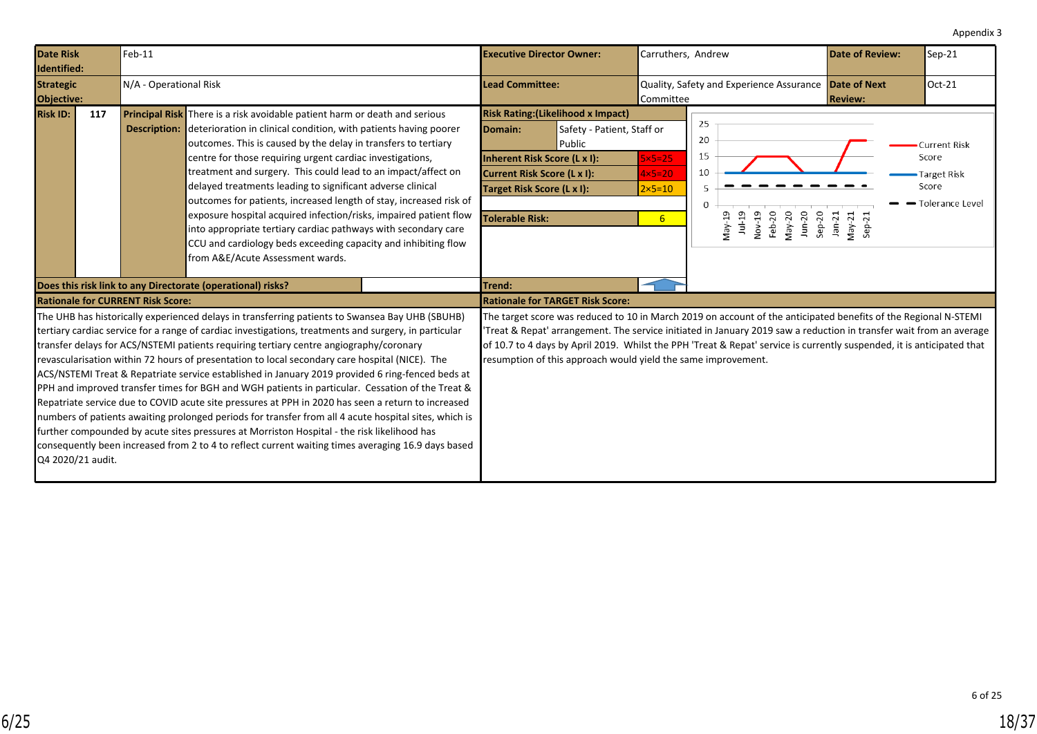Appendix 3

| Date Risk Identified: | Feb-11 | Executive Director Owner: | Carruthers, Andrew | Date of Review: | Sep-21 |
|---|---|---|---|---|---|
| Strategic Objective: | N/A - Operational Risk | Lead Committee: | Quality, Safety and Experience Assurance Committee | Date of Next Review: | Oct-21 |

| Risk ID: | 117 | Principal Risk Description: | There is a risk avoidable patient harm or death and serious deterioration in clinical condition, with patients having poorer outcomes. This is caused by the delay in transfers to tertiary centre for those requiring urgent cardiac investigations, treatment and surgery. This could lead to an impact/affect on delayed treatments leading to significant adverse clinical outcomes for patients, increased length of stay, increased risk of exposure hospital acquired infection/risks, impaired patient flow into appropriate tertiary cardiac pathways with secondary care CCU and cardiology beds exceeding capacity and inhibiting flow from A&E/Acute Assessment wards. |
|---|---|---|---|

**Risk Rating:(Likelihood x Impact)**

| Domain: | Safety - Patient, Staff or Public |
|---|---|
| Inherent Risk Score (L x I): | 5×5=25 |
| Current Risk Score (L x I): | 4×5=20 |
| Target Risk Score (L x I): | 2×5=10 |
| Tolerable Risk: | 6 |

Chart: Current Risk Score, Target Risk Score, Tolerance Level (May-19, Jul-19, Nov-19, Feb-20, May-20, Jun-20, Sep-20, Jan-21, May-21, Sep-21)

**Does this risk link to any Directorate (operational) risks?**

**Trend:**

**Rationale for CURRENT Risk Score:**

The UHB has historically experienced delays in transferring patients to Swansea Bay UHB (SBUHB) tertiary cardiac service for a range of cardiac investigations, treatments and surgery, in particular transfer delays for ACS/NSTEMI patients requiring tertiary centre angiography/coronary revascularisation within 72 hours of presentation to local secondary care hospital (NICE). The ACS/NSTEMI Treat & Repatriate service established in January 2019 provided 6 ring-fenced beds at PPH and improved transfer times for BGH and WGH patients in particular. Cessation of the Treat & Repatriate service due to COVID acute site pressures at PPH in 2020 has seen a return to increased numbers of patients awaiting prolonged periods for transfer from all 4 acute hospital sites, which is further compounded by acute sites pressures at Morriston Hospital - the risk likelihood has consequently been increased from 2 to 4 to reflect current waiting times averaging 16.9 days based Q4 2020/21 audit.

**Rationale for TARGET Risk Score:**

The target score was reduced to 10 in March 2019 on account of the anticipated benefits of the Regional N-STEMI 'Treat & Repat' arrangement. The service initiated in January 2019 saw a reduction in transfer wait from an average of 10.7 to 4 days by April 2019. Whilst the PPH 'Treat & Repat' service is currently suspended, it is anticipated that resumption of this approach would yield the same improvement.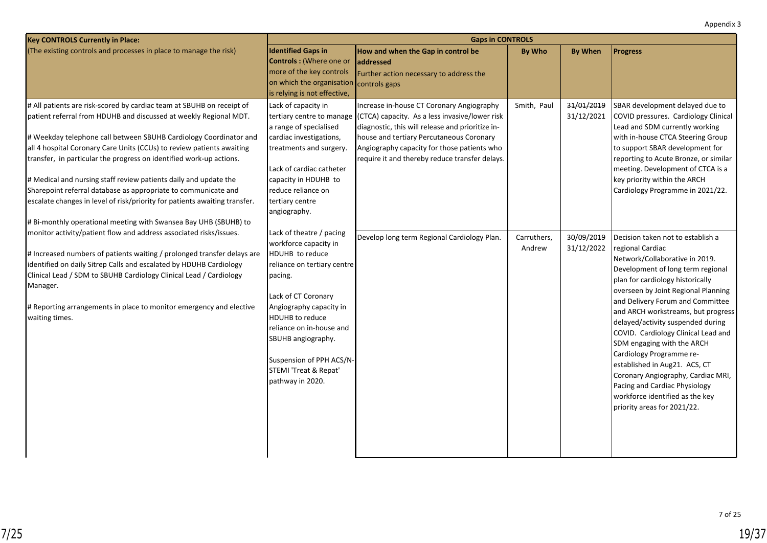Appendix 3

| Key CONTROLS Currently in Place: | Gaps in CONTROLS | | | | |
|---|---|---|---|---|---|
| (The existing controls and processes in place to manage the risk) | **Identified Gaps in Controls :** (Where one or more of the key controls on which the organisation is relying is not effective, | **How and when the Gap in control be addressed** Further action necessary to address the controls gaps | **By Who** | **By When** | **Progress** |
| # All patients are risk-scored by cardiac team at SBUHB on receipt of patient referral from HDUHB and discussed at weekly Regional MDT.<br><br># Weekday telephone call between SBUHB Cardiology Coordinator and all 4 hospital Coronary Care Units (CCUs) to review patients awaiting transfer, in particular the progress on identified work-up actions.<br><br># Medical and nursing staff review patients daily and update the Sharepoint referral database as appropriate to communicate and escalate changes in level of risk/priority for patients awaiting transfer.<br><br># Bi-monthly operational meeting with Swansea Bay UHB (SBUHB) to monitor activity/patient flow and address associated risks/issues.<br><br># Increased numbers of patients waiting / prolonged transfer delays are identified on daily Sitrep Calls and escalated by HDUHB Cardiology Clinical Lead / SDM to SBUHB Cardiology Clinical Lead / Cardiology Manager.<br><br># Reporting arrangements in place to monitor emergency and elective waiting times. | Lack of capacity in tertiary centre to manage a range of specialised cardiac investigations, treatments and surgery.<br><br>Lack of cardiac catheter capacity in HDUHB to reduce reliance on tertiary centre angiography.<br><br>Lack of theatre / pacing workforce capacity in HDUHB to reduce reliance on tertiary centre pacing.<br><br>Lack of CT Coronary Angiography capacity in HDUHB to reduce reliance on in-house and SBUHB angiography.<br><br>Suspension of PPH ACS/N-STEMI 'Treat & Repat' pathway in 2020. | Increase in-house CT Coronary Angiography (CTCA) capacity. As a less invasive/lower risk diagnostic, this will release and prioritize in-house and tertiary Percutaneous Coronary Angiography capacity for those patients who require it and thereby reduce transfer delays. | Smith, Paul | ~~31/01/2019~~ 31/12/2021 | SBAR development delayed due to COVID pressures. Cardiology Clinical Lead and SDM currently working with in-house CTCA Steering Group to support SBAR development for reporting to Acute Bronze, or similar meeting. Development of CTCA is a key priority within the ARCH Cardiology Programme in 2021/22. |
| | | Develop long term Regional Cardiology Plan. | Carruthers, Andrew | ~~30/09/2019~~ 31/12/2022 | Decision taken not to establish a regional Cardiac Network/Collaborative in 2019. Development of long term regional plan for cardiology historically overseen by Joint Regional Planning and Delivery Forum and Committee and ARCH workstreams, but progress delayed/activity suspended during COVID. Cardiology Clinical Lead and SDM engaging with the ARCH Cardiology Programme re-established in Aug21. ACS, CT Coronary Angiography, Cardiac MRI, Pacing and Cardiac Physiology workforce identified as the key priority areas for 2021/22. |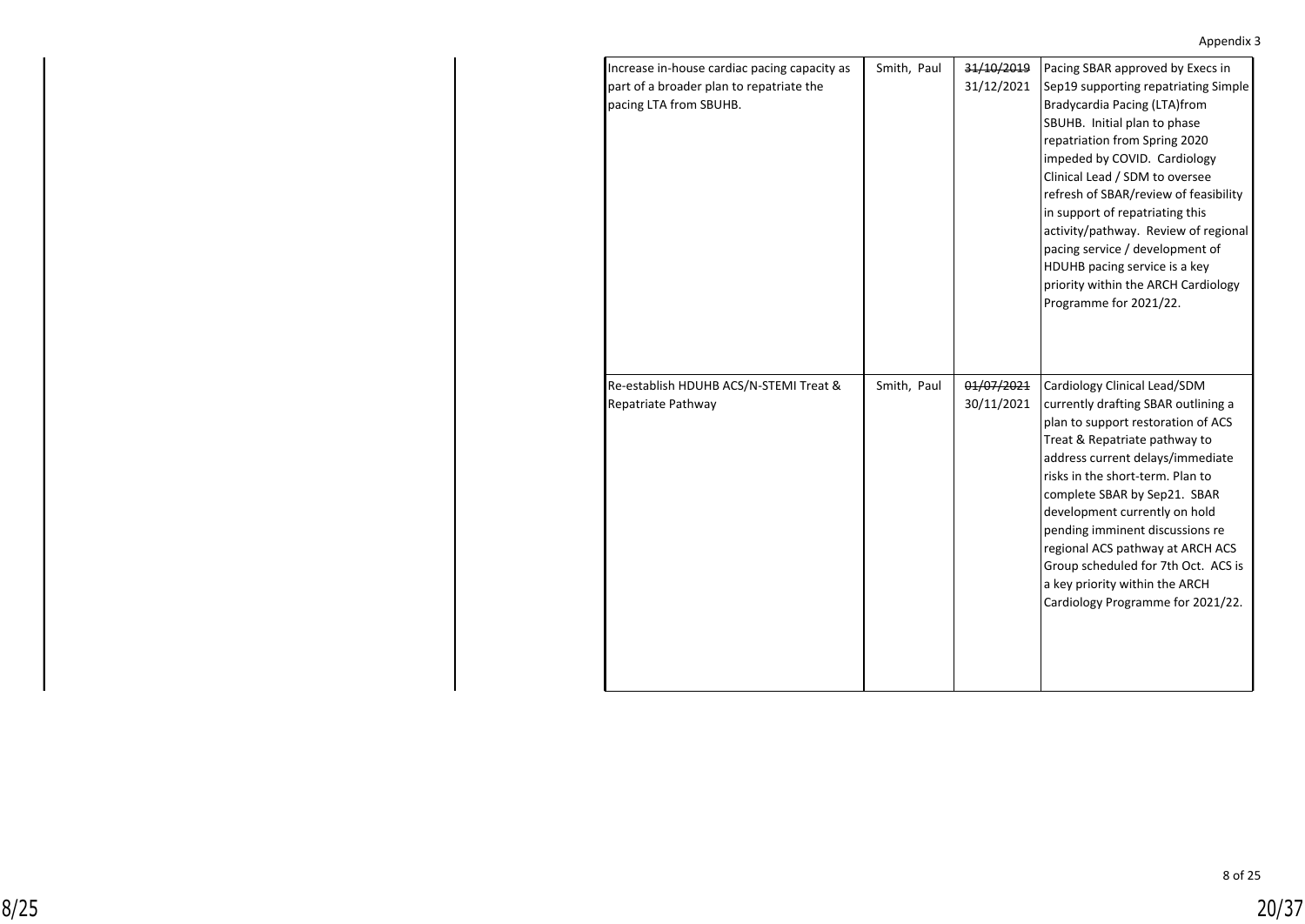Appendix 3

| | | | | | |
|---|---|---|---|---|---|
| | | Increase in-house cardiac pacing capacity as part of a broader plan to repatriate the pacing LTA from SBUHB. | Smith, Paul | ~~31/10/2019~~ 31/12/2021 | Pacing SBAR approved by Execs in Sep19 supporting repatriating Simple Bradycardia Pacing (LTA)from SBUHB. Initial plan to phase repatriation from Spring 2020 impeded by COVID. Cardiology Clinical Lead / SDM to oversee refresh of SBAR/review of feasibility in support of repatriating this activity/pathway. Review of regional pacing service / development of HDUHB pacing service is a key priority within the ARCH Cardiology Programme for 2021/22. |
| | | Re-establish HDUHB ACS/N-STEMI Treat & Repatriate Pathway | Smith, Paul | ~~01/07/2021~~ 30/11/2021 | Cardiology Clinical Lead/SDM currently drafting SBAR outlining a plan to support restoration of ACS Treat & Repatriate pathway to address current delays/immediate risks in the short-term. Plan to complete SBAR by Sep21. SBAR development currently on hold pending imminent discussions re regional ACS pathway at ARCH ACS Group scheduled for 7th Oct. ACS is a key priority within the ARCH Cardiology Programme for 2021/22. |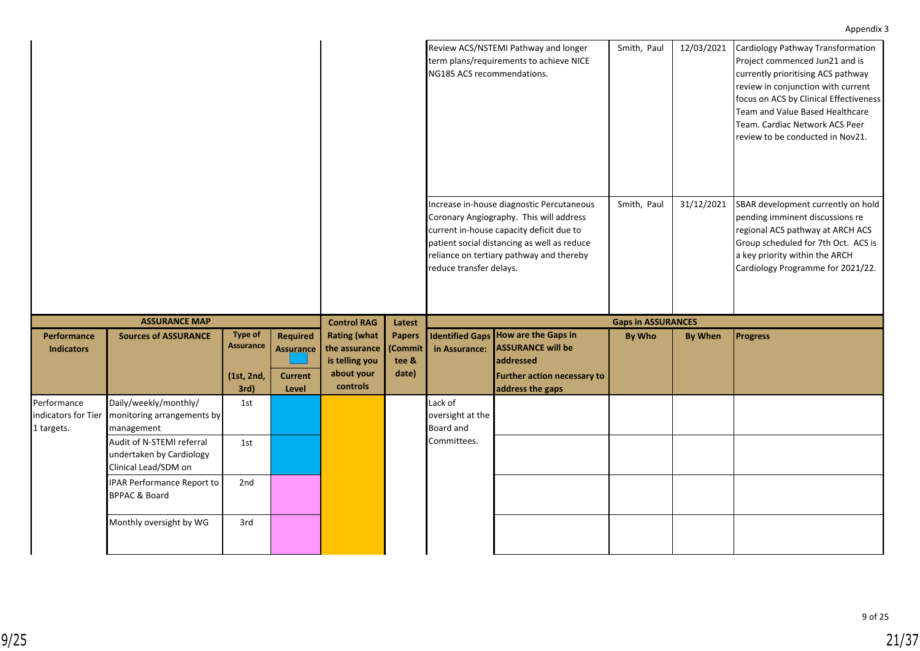Appendix 3

| Further action necessary to address the controls | By Who | By When | Progress |
|---|---|---|---|
| Review ACS/NSTEMI Pathway and longer term plans/requirements to achieve NICE NG185 ACS recommendations. | Smith, Paul | 12/03/2021 | Cardiology Pathway Transformation Project commenced Jun21 and is currently prioritising ACS pathway review in conjunction with current focus on ACS by Clinical Effectiveness Team and Value Based Healthcare Team. Cardiac Network ACS Peer review to be conducted in Nov21. |
| Increase in-house diagnostic Percutaneous Coronary Angiography. This will address current in-house capacity deficit due to patient social distancing as well as reduce reliance on tertiary pathway and thereby reduce transfer delays. | Smith, Paul | 31/12/2021 | SBAR development currently on hold pending imminent discussions re regional ACS pathway at ARCH ACS Group scheduled for 7th Oct. ACS is a key priority within the ARCH Cardiology Programme for 2021/22. |

| ASSURANCE MAP | | | | Control RAG Rating (what the assurance is telling you about your controls | Latest Papers (Committee & date) | Gaps in ASSURANCES | | | | |
|---|---|---|---|---|---|---|---|---|---|---|
| Performance Indicators | Sources of ASSURANCE | Type of Assurance (1st, 2nd, 3rd) | Required Assurance / Current Level | | | Identified Gaps in Assurance: | How are the Gaps in ASSURANCE will be addressed Further action necessary to address the gaps | By Who | By When | Progress |
| Performance indicators for Tier 1 targets. | Daily/weekly/monthly/ monitoring arrangements by management | 1st | | | | Lack of oversight at the Board and Committees. | | | | |
| | Audit of N-STEMI referral undertaken by Cardiology Clinical Lead/SDM on | 1st | | | | | | | | |
| | IPAR Performance Report to BPPAC & Board | 2nd | | | | | | | | |
| | Monthly oversight by WG | 3rd | | | | | | | | |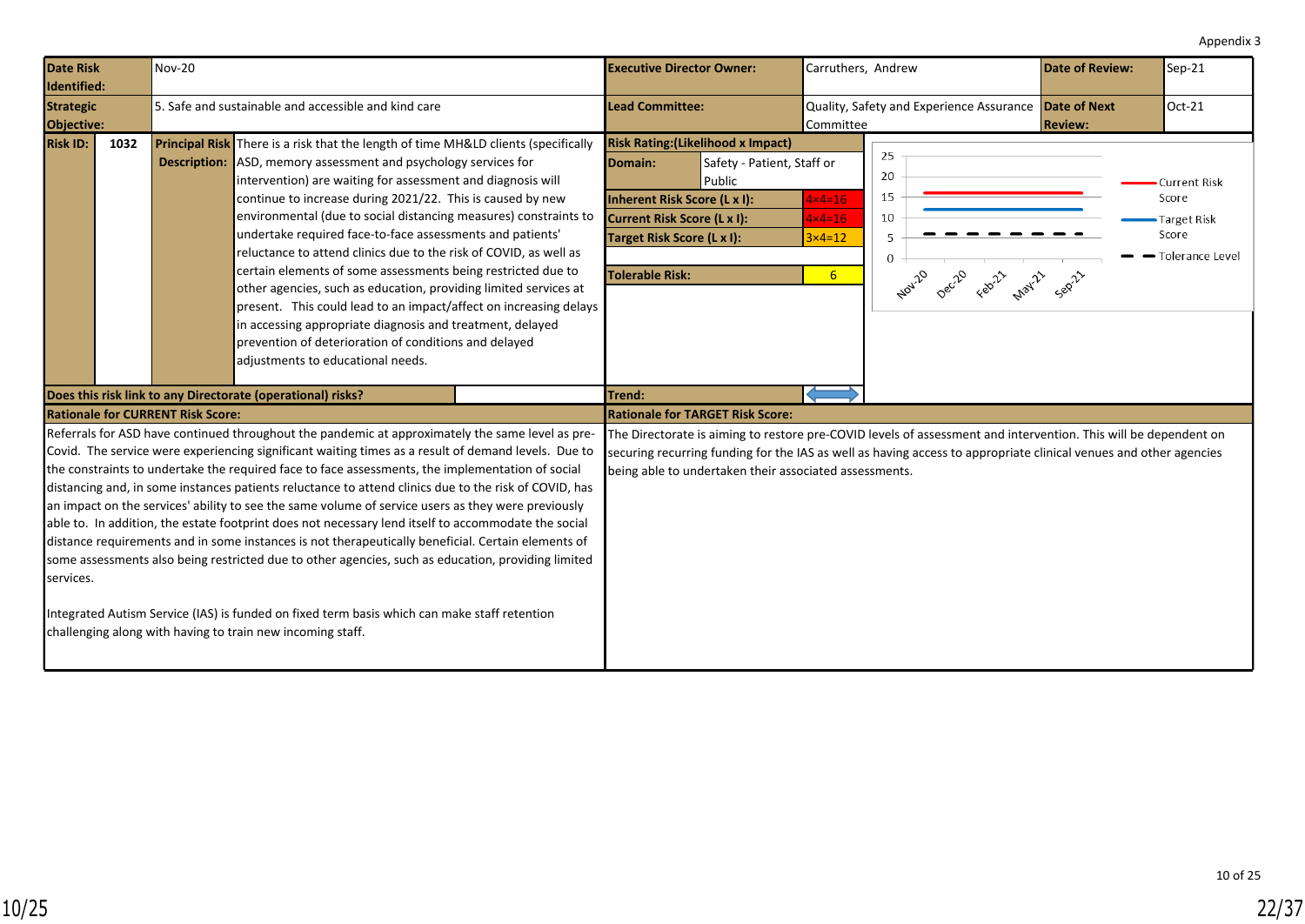Appendix 3

| | | | |
|---|---|---|---|
| **Date Risk Identified:** | Nov-20 | **Executive Director Owner:** | Carruthers, Andrew |
| **Date of Review:** | Sep-21 | **Date of Next Review:** | Oct-21 |
| **Strategic Objective:** | 5. Safe and sustainable and accessible and kind care | **Lead Committee:** | Quality, Safety and Experience Assurance Committee |
| **Risk ID:** | 1032 | | |

**Principal Risk Description:** There is a risk that the length of time MH&LD clients (specifically ASD, memory assessment and psychology services for intervention) are waiting for assessment and diagnosis will continue to increase during 2021/22. This is caused by new environmental (due to social distancing measures) constraints to undertake required face-to-face assessments and patients' reluctance to attend clinics due to the risk of COVID, as well as certain elements of some assessments being restricted due to other agencies, such as education, providing limited services at present. This could lead to an impact/affect on increasing delays in accessing appropriate diagnosis and treatment, delayed prevention of deterioration of conditions and delayed adjustments to educational needs.

**Risk Rating: (Likelihood x Impact)**

| | |
|---|---|
| **Domain:** | Safety - Patient, Staff or Public |
| **Inherent Risk Score (L x I):** | 4×4=16 |
| **Current Risk Score (L x I):** | 4×4=16 |
| **Target Risk Score (L x I):** | 3×4=12 |
| **Tolerable Risk:** | 6 |

Chart: Current Risk Score, Target Risk Score and Tolerance Level (Nov-20, Dec-20, Feb-21, May-21, Sep-21)

**Does this risk link to any Directorate (operational) risks?**

**Trend:** (no change)

**Rationale for CURRENT Risk Score:**

Referrals for ASD have continued throughout the pandemic at approximately the same level as pre-Covid. The service were experiencing significant waiting times as a result of demand levels. Due to the constraints to undertake the required face to face assessments, the implementation of social distancing and, in some instances patients reluctance to attend clinics due to the risk of COVID, has an impact on the services' ability to see the same volume of service users as they were previously able to. In addition, the estate footprint does not necessary lend itself to accommodate the social distance requirements and in some instances is not therapeutically beneficial. Certain elements of some assessments also being restricted due to other agencies, such as education, providing limited services.

Integrated Autism Service (IAS) is funded on fixed term basis which can make staff retention challenging along with having to train new incoming staff.

**Rationale for TARGET Risk Score:**

The Directorate is aiming to restore pre-COVID levels of assessment and intervention. This will be dependent on securing recurring funding for the IAS as well as having access to appropriate clinical venues and other agencies being able to undertaken their associated assessments.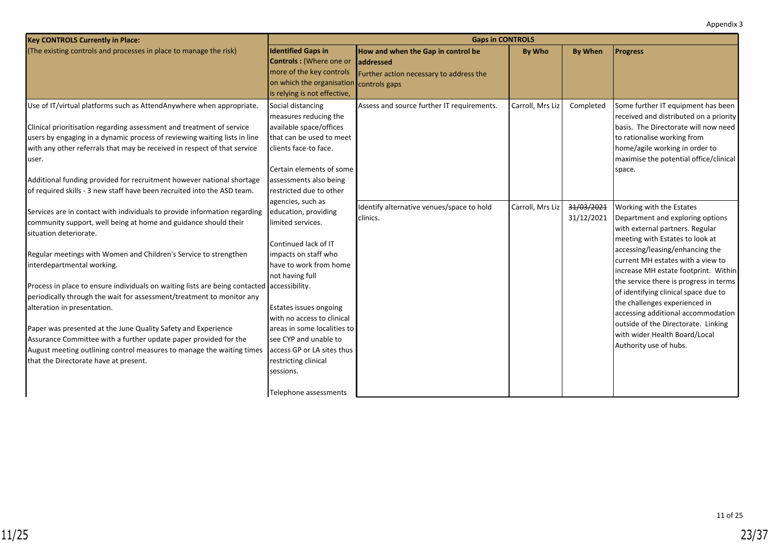Appendix 3

| Key CONTROLS Currently in Place: | Gaps in CONTROLS | | | | |
|---|---|---|---|---|---|
| (The existing controls and processes in place to manage the risk) | **Identified Gaps in Controls :** (Where one or more of the key controls on which the organisation is relying is not effective, | **How and when the Gap in control be addressed** Further action necessary to address the controls gaps | **By Who** | **By When** | **Progress** |
| Use of IT/virtual platforms such as AttendAnywhere when appropriate.<br><br>Clinical prioritisation regarding assessment and treatment of service users by engaging in a dynamic process of reviewing waiting lists in line with any other referrals that may be received in respect of that service user.<br><br>Additional funding provided for recruitment however national shortage of required skills - 3 new staff have been recruited into the ASD team.<br><br>Services are in contact with individuals to provide information regarding community support, well being at home and guidance should their situation deteriorate.<br><br>Regular meetings with Women and Children's Service to strengthen interdepartmental working.<br><br>Process in place to ensure individuals on waiting lists are being contacted periodically through the wait for assessment/treatment to monitor any alteration in presentation.<br><br>Paper was presented at the June Quality Safety and Experience Assurance Committee with a further update paper provided for the August meeting outlining control measures to manage the waiting times that the Directorate have at present. | Social distancing measures reducing the available space/offices that can be used to meet clients face-to face.<br><br>Certain elements of some assessments also being restricted due to other agencies, such as education, providing limited services.<br><br>Continued lack of IT impacts on staff who have to work from home not having full accessibility.<br><br>Estates issues ongoing with no access to clinical areas in some localities to see CYP and unable to access GP or LA sites thus restricting clinical sessions.<br><br>Telephone assessments | Assess and source further IT requirements. | Carroll, Mrs Liz | Completed | Some further IT equipment has been received and distributed on a priority basis. The Directorate will now need to rationalise working from home/agile working in order to maximise the potential office/clinical space. |
| | | Identify alternative venues/space to hold clinics. | Carroll, Mrs Liz | ~~31/03/2021~~ 31/12/2021 | Working with the Estates Department and exploring options with external partners. Regular meeting with Estates to look at accessing/leasing/enhancing the current MH estates with a view to increase MH estate footprint. Within the service there is progress in terms of identifying clinical space due to the challenges experienced in accessing additional accommodation outside of the Directorate. Linking with wider Health Board/Local Authority use of hubs. |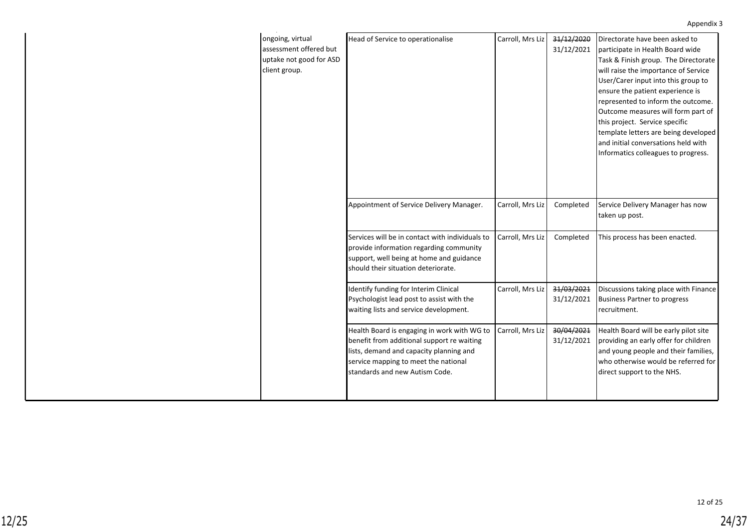Appendix 3

| | | | | | |
|---|---|---|---|---|---|
| | ongoing, virtual assessment offered but uptake not good for ASD client group. | Head of Service to operationalise | Carroll, Mrs Liz | ~~31/12/2020~~ 31/12/2021 | Directorate have been asked to participate in Health Board wide Task & Finish group. The Directorate will raise the importance of Service User/Carer input into this group to ensure the patient experience is represented to inform the outcome. Outcome measures will form part of this project. Service specific template letters are being developed and initial conversations held with Informatics colleagues to progress. |
| | | Appointment of Service Delivery Manager. | Carroll, Mrs Liz | Completed | Service Delivery Manager has now taken up post. |
| | | Services will be in contact with individuals to provide information regarding community support, well being at home and guidance should their situation deteriorate. | Carroll, Mrs Liz | Completed | This process has been enacted. |
| | | Identify funding for Interim Clinical Psychologist lead post to assist with the waiting lists and service development. | Carroll, Mrs Liz | ~~31/03/2021~~ 31/12/2021 | Discussions taking place with Finance Business Partner to progress recruitment. |
| | | Health Board is engaging in work with WG to benefit from additional support re waiting lists, demand and capacity planning and service mapping to meet the national standards and new Autism Code. | Carroll, Mrs Liz | ~~30/04/2021~~ 31/12/2021 | Health Board will be early pilot site providing an early offer for children and young people and their families, who otherwise would be referred for direct support to the NHS. |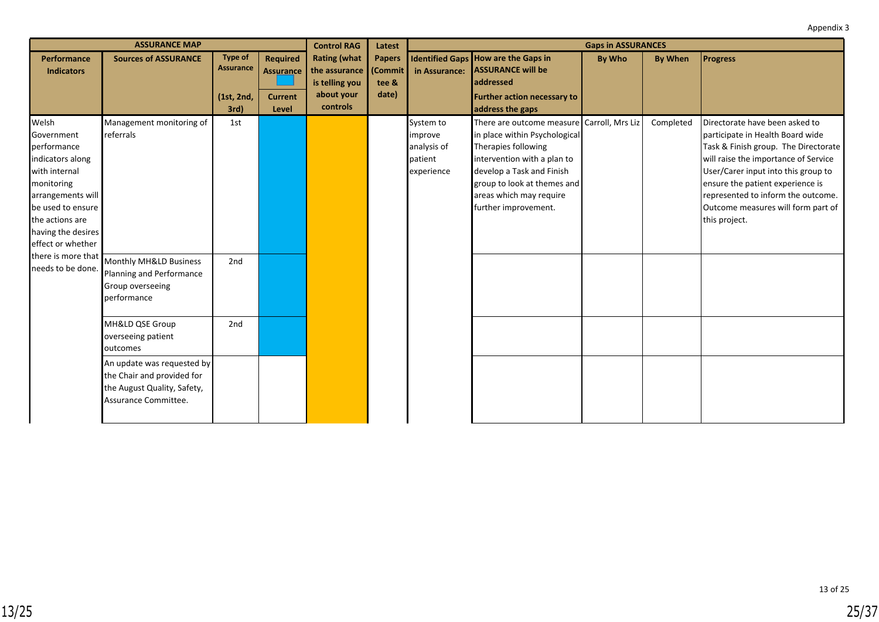Appendix 3

| ASSURANCE MAP | | | | Control RAG | Latest | Gaps in ASSURANCES | | | | |
|---|---|---|---|---|---|---|---|---|---|---|
| Performance Indicators | Sources of ASSURANCE | Type of Assurance (1st, 2nd, 3rd) | Required Assurance / Current Level | Rating (what the assurance is telling you about your controls | Papers (Committee & date) | Identified Gaps in Assurance: | How are the Gaps in ASSURANCE will be addressed / Further action necessary to address the gaps | By Who | By When | Progress |
| Welsh Government performance indicators along with internal monitoring arrangements will be used to ensure the actions are having the desires effect or whether there is more that needs to be done. | Management monitoring of referrals | 1st | | | | System to improve analysis of patient experience | There are outcome measure in place within Psychological Therapies following intervention with a plan to develop a Task and Finish group to look at themes and areas which may require further improvement. | Carroll, Mrs Liz | Completed | Directorate have been asked to participate in Health Board wide Task & Finish group. The Directorate will raise the importance of Service User/Carer input into this group to ensure the patient experience is represented to inform the outcome. Outcome measures will form part of this project. |
| | Monthly MH&LD Business Planning and Performance Group overseeing performance | 2nd | | | | | | | | |
| | MH&LD QSE Group overseeing patient outcomes | 2nd | | | | | | | | |
| | An update was requested by the Chair and provided for the August Quality, Safety, Assurance Committee. | | | | | | | | | |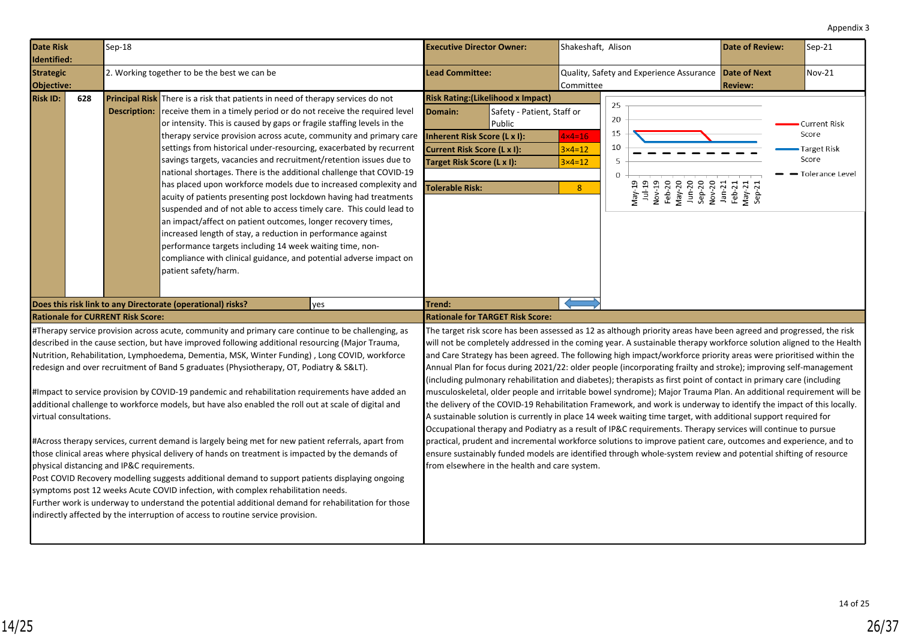Appendix 3

| Date Risk Identified: | Sep-18 | Executive Director Owner: | Shakeshaft, Alison | Date of Review: | Sep-21 |
|---|---|---|---|---|---|
| Strategic Objective: | 2. Working together to be the best we can be | Lead Committee: | Quality, Safety and Experience Assurance Committee | Date of Next Review: | Nov-21 |

| Risk ID: | 628 | Principal Risk Description: | There is a risk that patients in need of therapy services do not receive them in a timely period or do not receive the required level or intensity. This is caused by gaps or fragile staffing levels in the therapy service provision across acute, community and primary care settings from historical under-resourcing, exacerbated by recurrent savings targets, vacancies and recruitment/retention issues due to national shortages. There is the additional challenge that COVID-19 has placed upon workforce models due to increased complexity and acuity of patients presenting post lockdown having had treatments suspended and of not able to access timely care. This could lead to an impact/affect on patient outcomes, longer recovery times, increased length of stay, a reduction in performance against performance targets including 14 week waiting time, non-compliance with clinical guidance, and potential adverse impact on patient safety/harm. |
|---|---|---|---|

| Risk Rating:(Likelihood x Impact) | |
|---|---|
| Domain: | Safety - Patient, Staff or Public |
| Inherent Risk Score (L x I): | 4×4=16 |
| Current Risk Score (L x I): | 3×4=12 |
| Target Risk Score (L x I): | 3×4=12 |
| Tolerable Risk: | 8 |
| Trend: | ⟷ |

Chart: Current Risk Score, Target Risk Score, Tolerance Level (May-19, Jul-19, Nov-19, Feb-20, May-20, Jun-20, Sep-20, Nov-20, Jan-21, Feb-21, May-21, Sep-21)

**Does this risk link to any Directorate (operational) risks?** yes

**Rationale for CURRENT Risk Score:**

#Therapy service provision across acute, community and primary care continue to be challenging, as described in the cause section, but have improved following additional resourcing (Major Trauma, Nutrition, Rehabilitation, Lymphoedema, Dementia, MSK, Winter Funding) , Long COVID, workforce redesign and over recruitment of Band 5 graduates (Physiotherapy, OT, Podiatry & S&LT).

#Impact to service provision by COVID-19 pandemic and rehabilitation requirements have added an additional challenge to workforce models, but have also enabled the roll out at scale of digital and virtual consultations.

#Across therapy services, current demand is largely being met for new patient referrals, apart from those clinical areas where physical delivery of hands on treatment is impacted by the demands of physical distancing and IP&C requirements.
Post COVID Recovery modelling suggests additional demand to support patients displaying ongoing symptoms post 12 weeks Acute COVID infection, with complex rehabilitation needs.
Further work is underway to understand the potential additional demand for rehabilitation for those indirectly affected by the interruption of access to routine service provision.

**Rationale for TARGET Risk Score:**

The target risk score has been assessed as 12 as although priority areas have been agreed and progressed, the risk will not be completely addressed in the coming year. A sustainable therapy workforce solution aligned to the Health and Care Strategy has been agreed. The following high impact/workforce priority areas were prioritised within the Annual Plan for focus during 2021/22: older people (incorporating frailty and stroke); improving self-management (including pulmonary rehabilitation and diabetes); therapists as first point of contact in primary care (including musculoskeletal, older people and irritable bowel syndrome); Major Trauma Plan. An additional requirement will be the delivery of the COVID-19 Rehabilitation Framework, and work is underway to identify the impact of this locally. A sustainable solution is currently in place 14 week waiting time target, with additional support required for Occupational therapy and Podiatry as a result of IP&C requirements. Therapy services will continue to pursue practical, prudent and incremental workforce solutions to improve patient care, outcomes and experience, and to ensure sustainably funded models are identified through whole-system review and potential shifting of resource from elsewhere in the health and care system.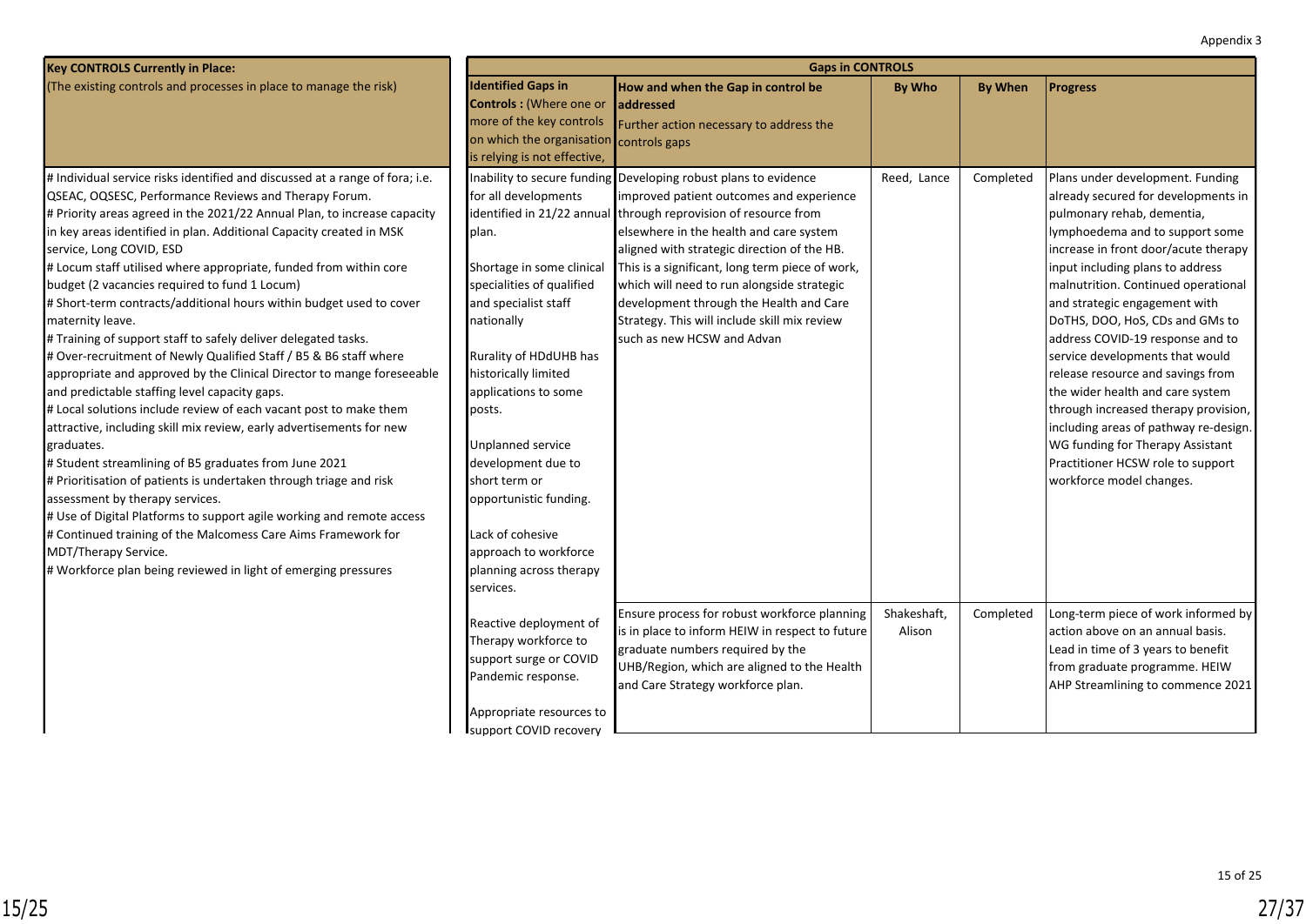Appendix 3

| Key CONTROLS Currently in Place:<br>(The existing controls and processes in place to manage the risk) | Gaps in CONTROLS | | | | |
|---|---|---|---|---|---|
| | **Identified Gaps in Controls :** (Where one or more of the key controls on which the organisation is relying is not effective, | **How and when the Gap in control be addressed**<br>Further action necessary to address the controls gaps | **By Who** | **By When** | **Progress** |
| # Individual service risks identified and discussed at a range of fora; i.e. QSEAC, OQSESC, Performance Reviews and Therapy Forum.<br># Priority areas agreed in the 2021/22 Annual Plan, to increase capacity in key areas identified in plan. Additional Capacity created in MSK service, Long COVID, ESD<br># Locum staff utilised where appropriate, funded from within core budget (2 vacancies required to fund 1 Locum)<br># Short-term contracts/additional hours within budget used to cover maternity leave.<br># Training of support staff to safely deliver delegated tasks.<br># Over-recruitment of Newly Qualified Staff / B5 & B6 staff where appropriate and approved by the Clinical Director to mange foreseeable and predictable staffing level capacity gaps.<br># Local solutions include review of each vacant post to make them attractive, including skill mix review, early advertisements for new graduates.<br># Student streamlining of B5 graduates from June 2021<br># Prioritisation of patients is undertaken through triage and risk assessment by therapy services.<br># Use of Digital Platforms to support agile working and remote access<br># Continued training of the Malcomess Care Aims Framework for MDT/Therapy Service.<br># Workforce plan being reviewed in light of emerging pressures | Inability to secure funding for all developments identified in 21/22 annual plan.<br><br>Shortage in some clinical specialities of qualified and specialist staff nationally<br><br>Rurality of HDdUHB has historically limited applications to some posts.<br><br>Unplanned service development due to short term or opportunistic funding.<br><br>Lack of cohesive approach to workforce planning across therapy services. | Developing robust plans to evidence improved patient outcomes and experience through reprovision of resource from elsewhere in the health and care system aligned with strategic direction of the HB. This is a significant, long term piece of work, which will need to run alongside strategic development through the Health and Care Strategy. This will include skill mix review such as new HCSW and Advan | Reed, Lance | Completed | Plans under development. Funding already secured for developments in pulmonary rehab, dementia, lymphoedema and to support some increase in front door/acute therapy input including plans to address malnutrition. Continued operational and strategic engagement with DoTHS, DOO, HoS, CDs and GMs to address COVID-19 response and to service developments that would release resource and savings from the wider health and care system through increased therapy provision, including areas of pathway re-design. WG funding for Therapy Assistant Practitioner HCSW role to support workforce model changes. |
| | Reactive deployment of Therapy workforce to support surge or COVID Pandemic response.<br><br>Appropriate resources to support COVID recovery | Ensure process for robust workforce planning is in place to inform HEIW in respect to future graduate numbers required by the UHB/Region, which are aligned to the Health and Care Strategy workforce plan. | Shakeshaft, Alison | Completed | Long-term piece of work informed by action above on an annual basis. Lead in time of 3 years to benefit from graduate programme. HEIW AHP Streamlining to commence 2021 |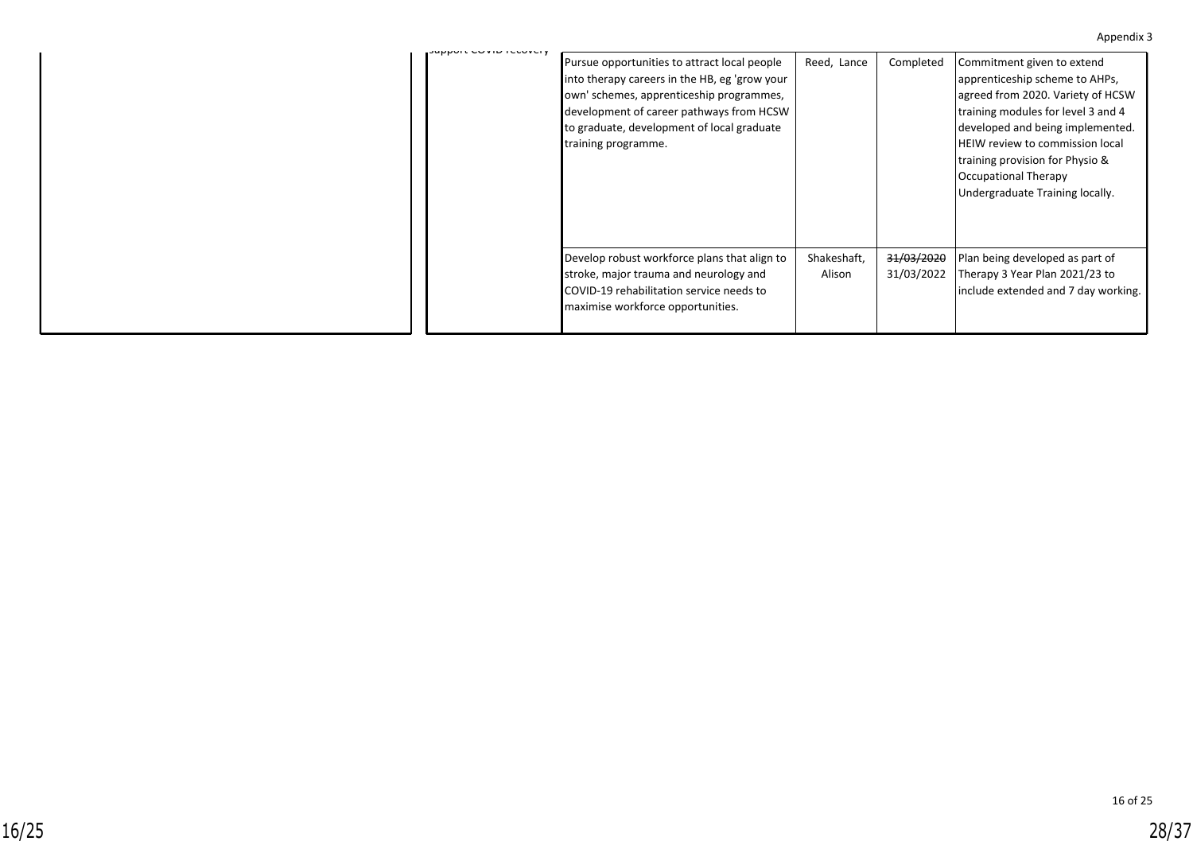Appendix 3

| | | | | | |
|---|---|---|---|---|---|
| | support COVID recovery | Pursue opportunities to attract local people into therapy careers in the HB, eg 'grow your own' schemes, apprenticeship programmes, development of career pathways from HCSW to graduate, development of local graduate training programme. | Reed, Lance | Completed | Commitment given to extend apprenticeship scheme to AHPs, agreed from 2020. Variety of HCSW training modules for level 3 and 4 developed and being implemented. HEIW review to commission local training provision for Physio & Occupational Therapy Undergraduate Training locally. |
| | | Develop robust workforce plans that align to stroke, major trauma and neurology and COVID-19 rehabilitation service needs to maximise workforce opportunities. | Shakeshaft, Alison | ~~31/03/2020~~ 31/03/2022 | Plan being developed as part of Therapy 3 Year Plan 2021/23 to include extended and 7 day working. |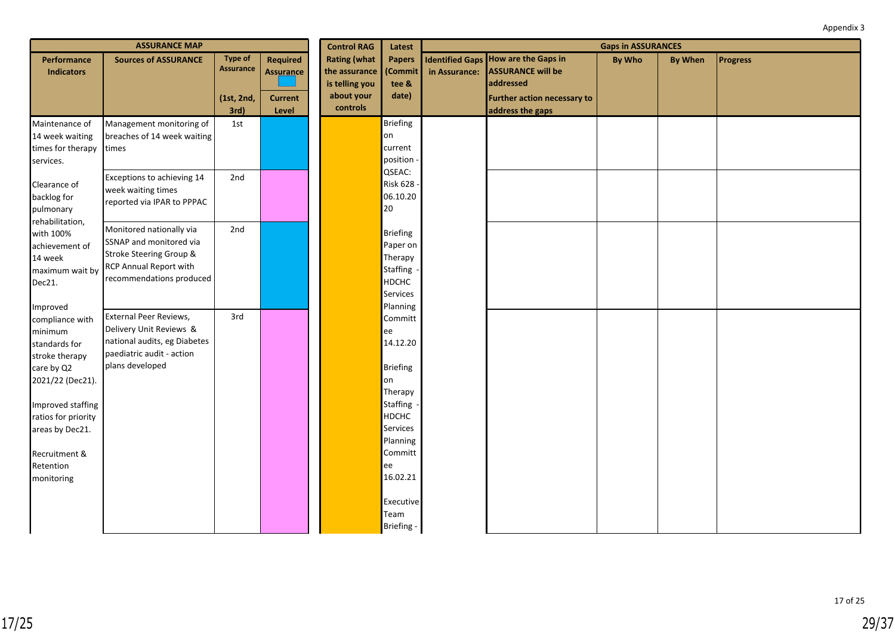Appendix 3

| ASSURANCE MAP | | | | Control RAG Rating (what the assurance is telling you about your controls) | Latest Papers (Committee & date) | Gaps in ASSURANCES | | | | |
|---|---|---|---|---|---|---|---|---|---|---|
| Performance Indicators | Sources of ASSURANCE | Type of Assurance (1st, 2nd, 3rd) | Required Assurance / Current Level | | | Identified Gaps in Assurance: | How are the Gaps in ASSURANCE will be addressed / Further action necessary to address the gaps | By Who | By When | Progress |
| Maintenance of 14 week waiting times for therapy services.<br><br>Clearance of backlog for pulmonary rehabilitation, with 100% achievement of 14 week maximum wait by Dec21.<br><br>Improved compliance with minimum standards for stroke therapy care by Q2 2021/22 (Dec21).<br><br>Improved staffing ratios for priority areas by Dec21.<br><br>Recruitment & Retention monitoring | Management monitoring of breaches of 14 week waiting times | 1st | | | Briefing on current position - QSEAC: Risk 628 - 06.10.2020<br><br>Briefing Paper on Therapy Staffing - HDCHC Services Planning Committee 14.12.20<br><br>Briefing on Therapy Staffing - HDCHC Services Planning Committee 16.02.21<br><br>Executive Team Briefing - | | | | | |
| | Exceptions to achieving 14 week waiting times reported via IPAR to PPPAC | 2nd | | | | | | | | |
| | Monitored nationally via SSNAP and monitored via Stroke Steering Group & RCP Annual Report with recommendations produced | 2nd | | | | | | | | |
| | External Peer Reviews, Delivery Unit Reviews & national audits, eg Diabetes paediatric audit - action plans developed | 3rd | | | | | | | | |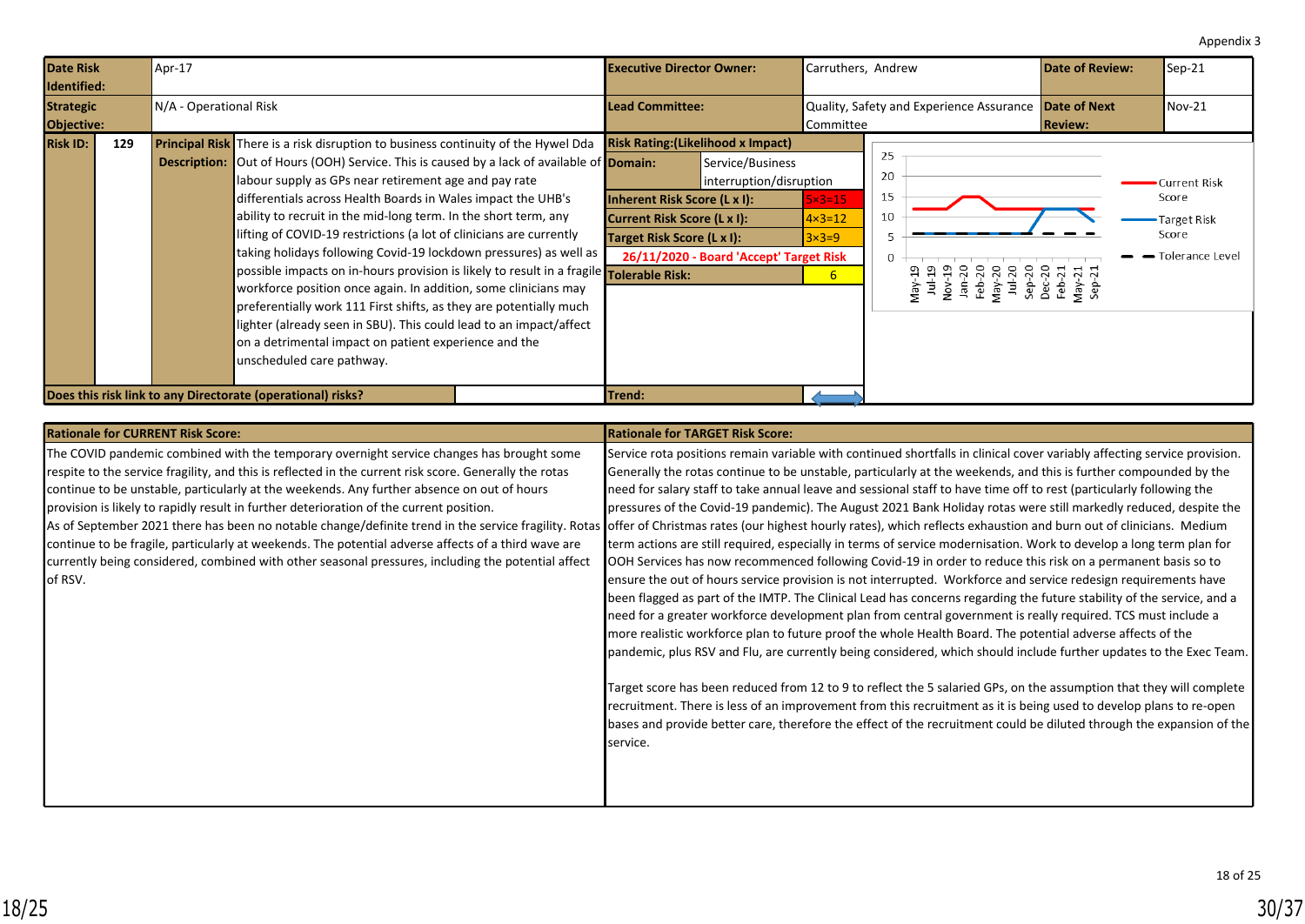Appendix 3

| Date Risk Identified: | Apr-17 | Executive Director Owner: | Carruthers, Andrew | Date of Review: | Sep-21 |
|---|---|---|---|---|---|
| Strategic Objective: | N/A - Operational Risk | Lead Committee: | Quality, Safety and Experience Assurance Committee | Date of Next Review: | Nov-21 |

**Risk ID:** 129

**Principal Risk Description:** There is a risk disruption to business continuity of the Hywel Dda Out of Hours (OOH) Service. This is caused by a lack of available of labour supply as GPs near retirement age and pay rate differentials across Health Boards in Wales impact the UHB's ability to recruit in the mid-long term. In the short term, any lifting of COVID-19 restrictions (a lot of clinicians are currently taking holidays following Covid-19 lockdown pressures) as well as possible impacts on in-hours provision is likely to result in a fragile workforce position once again. In addition, some clinicians may preferentially work 111 First shifts, as they are potentially much lighter (already seen in SBU). This could lead to an impact/affect on a detrimental impact on patient experience and the unscheduled care pathway.

| Risk Rating:(Likelihood x Impact) | |
|---|---|
| Domain: | Service/Business interruption/disruption |
| Inherent Risk Score (L x I): | 5×3=15 |
| Current Risk Score (L x I): | 4×3=12 |
| Target Risk Score (L x I): | 3×3=9 |
| 26/11/2020 - Board 'Accept' Target Risk | |
| Tolerable Risk: | 6 |

**Does this risk link to any Directorate (operational) risks?**

**Trend:**

### Rationale for CURRENT Risk Score:

The COVID pandemic combined with the temporary overnight service changes has brought some respite to the service fragility, and this is reflected in the current risk score. Generally the rotas continue to be unstable, particularly at the weekends. Any further absence on out of hours provision is likely to rapidly result in further deterioration of the current position.

As of September 2021 there has been no notable change/definite trend in the service fragility. Rotas continue to be fragile, particularly at weekends. The potential adverse affects of a third wave are currently being considered, combined with other seasonal pressures, including the potential affect of RSV.

### Rationale for TARGET Risk Score:

Service rota positions remain variable with continued shortfalls in clinical cover variably affecting service provision. Generally the rotas continue to be unstable, particularly at the weekends, and this is further compounded by the need for salary staff to take annual leave and sessional staff to have time off to rest (particularly following the pressures of the Covid-19 pandemic). The August 2021 Bank Holiday rotas were still markedly reduced, despite the offer of Christmas rates (our highest hourly rates), which reflects exhaustion and burn out of clinicians. Medium term actions are still required, especially in terms of service modernisation. Work to develop a long term plan for OOH Services has now recommenced following Covid-19 in order to reduce this risk on a permanent basis so to ensure the out of hours service provision is not interrupted. Workforce and service redesign requirements have been flagged as part of the IMTP. The Clinical Lead has concerns regarding the future stability of the service, and a need for a greater workforce development plan from central government is really required. TCS must include a more realistic workforce plan to future proof the whole Health Board. The potential adverse affects of the pandemic, plus RSV and Flu, are currently being considered, which should include further updates to the Exec Team.

Target score has been reduced from 12 to 9 to reflect the 5 salaried GPs, on the assumption that they will complete recruitment. There is less of an improvement from this recruitment as it is being used to develop plans to re-open bases and provide better care, therefore the effect of the recruitment could be diluted through the expansion of the service.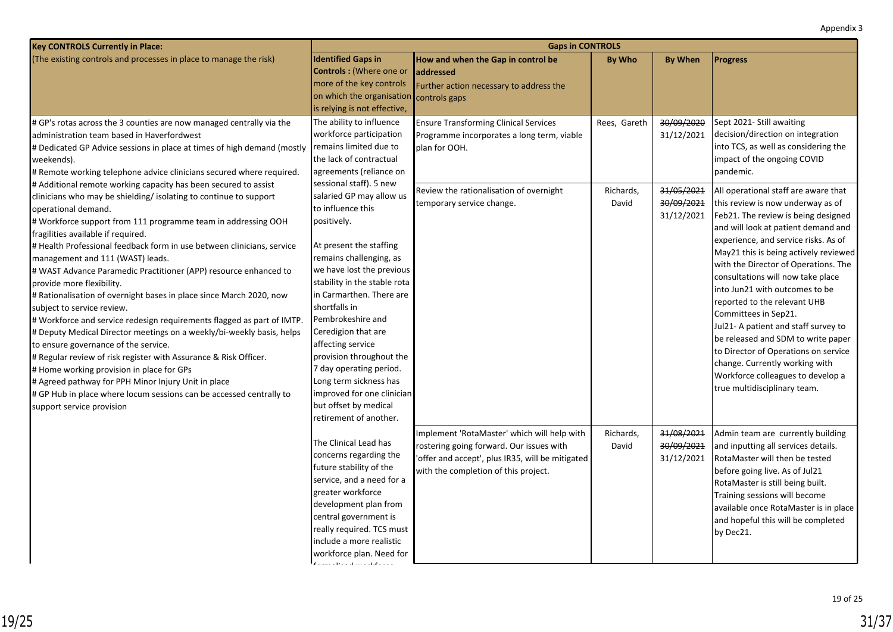| Key CONTROLS Currently in Place: | Gaps in CONTROLS | | | | |
|---|---|---|---|---|---|
| (The existing controls and processes in place to manage the risk) | **Identified Gaps in Controls :** (Where one or more of the key controls on which the organisation is relying is not effective, | **How and when the Gap in control be addressed** Further action necessary to address the controls gaps | **By Who** | **By When** | **Progress** |
| # GP's rotas across the 3 counties are now managed centrally via the administration team based in Haverfordwest<br># Dedicated GP Advice sessions in place at times of high demand (mostly weekends).<br># Remote working telephone advice clinicians secured where required.<br># Additional remote working capacity has been secured to assist clinicians who may be shielding/ isolating to continue to support operational demand.<br># Workforce support from 111 programme team in addressing OOH fragilities available if required.<br># Health Professional feedback form in use between clinicians, service management and 111 (WAST) leads.<br># WAST Advance Paramedic Practitioner (APP) resource enhanced to provide more flexibility.<br># Rationalisation of overnight bases in place since March 2020, now subject to service review.<br># Workforce and service redesign requirements flagged as part of IMTP.<br># Deputy Medical Director meetings on a weekly/bi-weekly basis, helps to ensure governance of the service.<br># Regular review of risk register with Assurance & Risk Officer.<br># Home working provision in place for GPs<br># Agreed pathway for PPH Minor Injury Unit in place<br># GP Hub in place where locum sessions can be accessed centrally to support service provision | The ability to influence workforce participation remains limited due to the lack of contractual agreements (reliance on sessional staff). 5 new salaried GP may allow us to influence this positively.<br><br>At present the staffing remains challenging, as we have lost the previous stability in the stable rota in Carmarthen. There are shortfalls in Pembrokeshire and Ceredigion that are affecting service provision throughout the 7 day operating period. Long term sickness has improved for one clinician but offset by medical retirement of another.<br><br>The Clinical Lead has concerns regarding the future stability of the service, and a need for a greater workforce development plan from central government is really required. TCS must include a more realistic workforce plan. Need for | Ensure Transforming Clinical Services Programme incorporates a long term, viable plan for OOH. | Rees, Gareth | ~~30/09/2020~~<br>31/12/2021 | Sept 2021- Still awaiting decision/direction on integration into TCS, as well as considering the impact of the ongoing COVID pandemic. |
| | | Review the rationalisation of overnight temporary service change. | Richards, David | ~~31/05/2021~~<br>~~30/09/2021~~<br>31/12/2021 | All operational staff are aware that this review is now underway as of Feb21. The review is being designed and will look at patient demand and experience, and service risks. As of May21 this is being actively reviewed with the Director of Operations. The consultations will now take place into Jun21 with outcomes to be reported to the relevant UHB Committees in Sep21.<br>Jul21- A patient and staff survey to be released and SDM to write paper to Director of Operations on service change. Currently working with Workforce colleagues to develop a true multidisciplinary team. |
| | | Implement 'RotaMaster' which will help with rostering going forward. Our issues with 'offer and accept', plus IR35, will be mitigated with the completion of this project. | Richards, David | ~~31/08/2021~~<br>~~30/09/2021~~<br>31/12/2021 | Admin team are currently building and inputting all services details. RotaMaster will then be tested before going live. As of Jul21 RotaMaster is still being built. Training sessions will become available once RotaMaster is in place and hopeful this will be completed by Dec21. |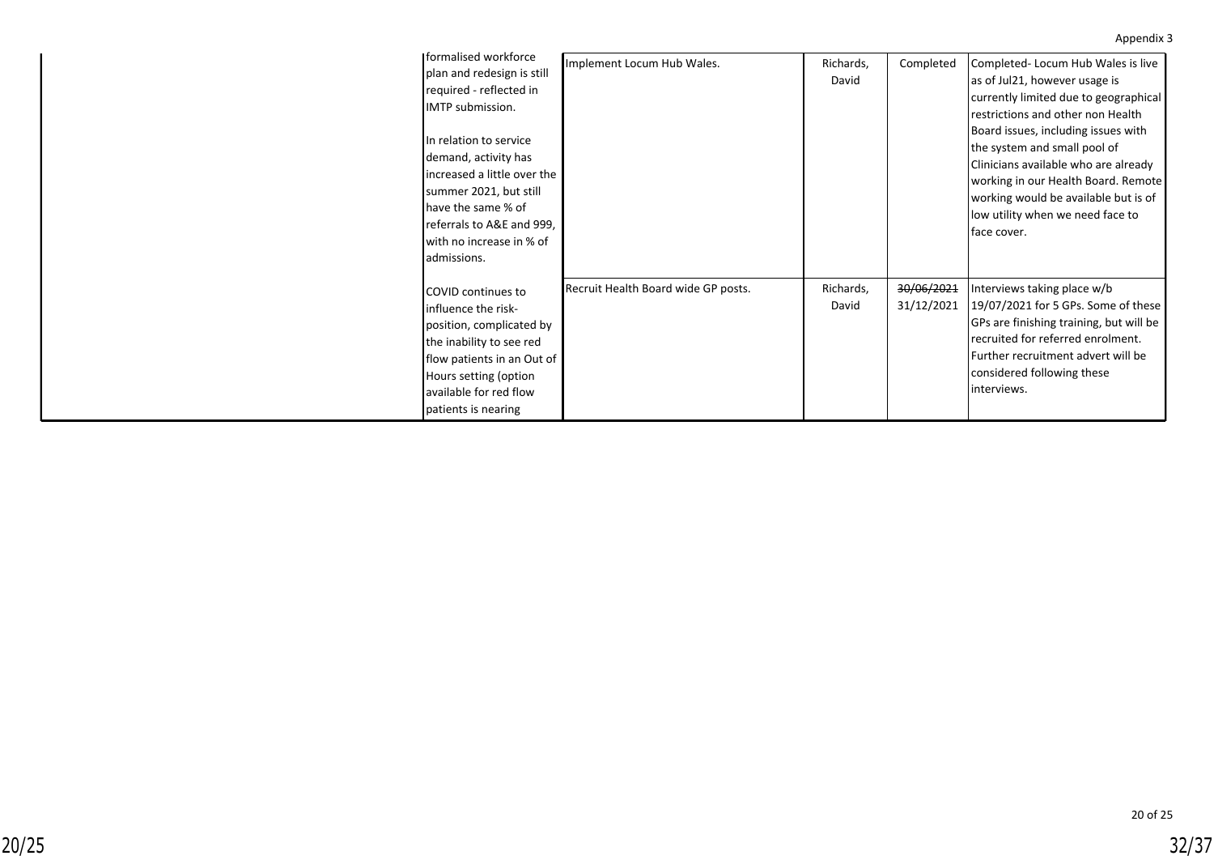Appendix 3

| | | | | | |
|---|---|---|---|---|---|
| | formalised workforce plan and redesign is still required - reflected in IMTP submission.<br><br>In relation to service demand, activity has increased a little over the summer 2021, but still have the same % of referrals to A&E and 999, with no increase in % of admissions. | Implement Locum Hub Wales. | Richards, David | Completed | Completed- Locum Hub Wales is live as of Jul21, however usage is currently limited due to geographical restrictions and other non Health Board issues, including issues with the system and small pool of Clinicians available who are already working in our Health Board. Remote working would be available but is of low utility when we need face to face cover. |
| | COVID continues to influence the risk-position, complicated by the inability to see red flow patients in an Out of Hours setting (option available for red flow patients is nearing | Recruit Health Board wide GP posts. | Richards, David | ~~30/06/2021~~ 31/12/2021 | Interviews taking place w/b 19/07/2021 for 5 GPs. Some of these GPs are finishing training, but will be recruited for referred enrolment. Further recruitment advert will be considered following these interviews. |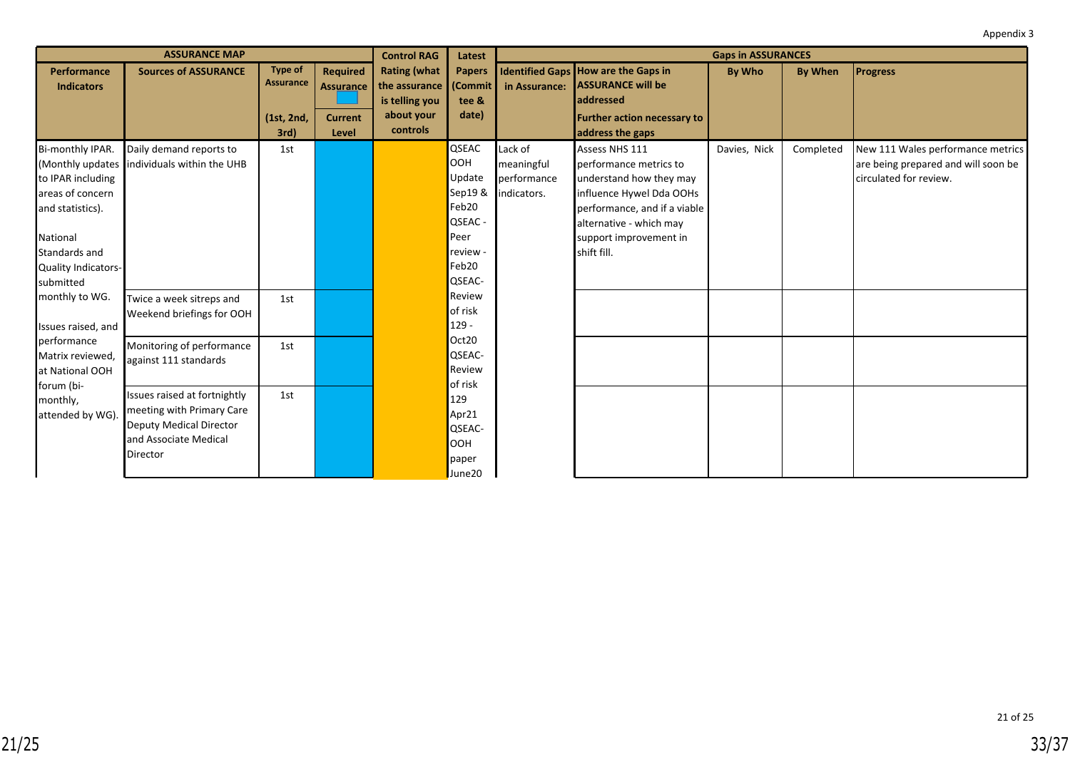Appendix 3

| ASSURANCE MAP | | | | Control RAG | Latest | Gaps in ASSURANCES | | | | |
|---|---|---|---|---|---|---|---|---|---|---|
| Performance Indicators | Sources of ASSURANCE | Type of Assurance (1st, 2nd, 3rd) | Required Assurance / Current Level | Rating (what the assurance is telling you about your controls | Papers (Committee & date) | Identified Gaps in Assurance: | How are the Gaps in ASSURANCE will be addressed Further action necessary to address the gaps | By Who | By When | Progress |
| Bi-monthly IPAR. (Monthly updates to IPAR including areas of concern and statistics). National Standards and Quality Indicators-submitted monthly to WG. Issues raised, and performance Matrix reviewed, at National OOH forum (bi-monthly, attended by WG). | Daily demand reports to individuals within the UHB | 1st | | | QSEAC OOH Update Sep19 & Feb20 QSEAC - Peer review - Feb20 QSEAC- Review of risk 129 - Oct20 QSEAC- Review of risk 129 Apr21 QSEAC- OOH paper June20 | Lack of meaningful performance indicators. | Assess NHS 111 performance metrics to understand how they may influence Hywel Dda OOHs performance, and if a viable alternative - which may support improvement in shift fill. | Davies, Nick | Completed | New 111 Wales performance metrics are being prepared and will soon be circulated for review. |
| | Twice a week sitreps and Weekend briefings for OOH | 1st | | | | | | | | |
| | Monitoring of performance against 111 standards | 1st | | | | | | | | |
| | Issues raised at fortnightly meeting with Primary Care Deputy Medical Director and Associate Medical Director | 1st | | | | | | | | |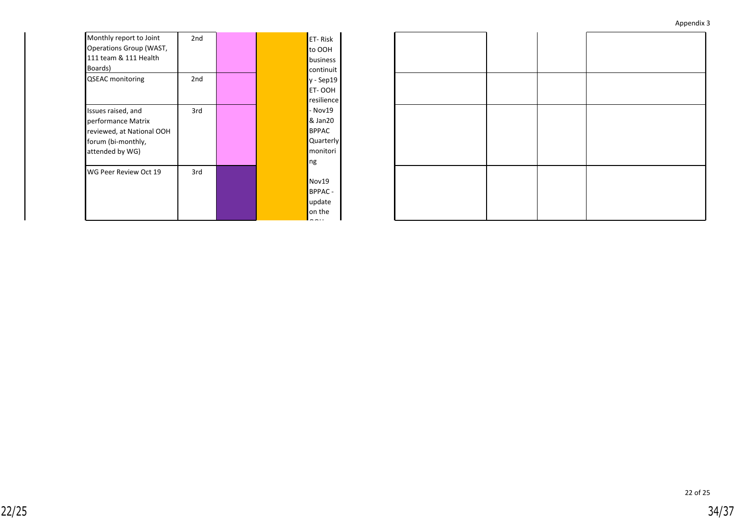| | | | | | | | |
|---|---|---|---|---|---|---|---|
| Monthly report to Joint Operations Group (WAST, 111 team & 111 Health Boards) | 2nd | | | ET- Risk to OOH business continuity - Sep19 ET- OOH resilience - Nov19 & Jan20 BPPAC Quarterly monitoring<br><br>Nov19 BPPAC - update on the OOH | | | |
| QSEAC monitoring | 2nd | | | | | | |
| Issues raised, and performance Matrix reviewed, at National OOH forum (bi-monthly, attended by WG) | 3rd | | | | | | |
| WG Peer Review Oct 19 | 3rd | | | | | | |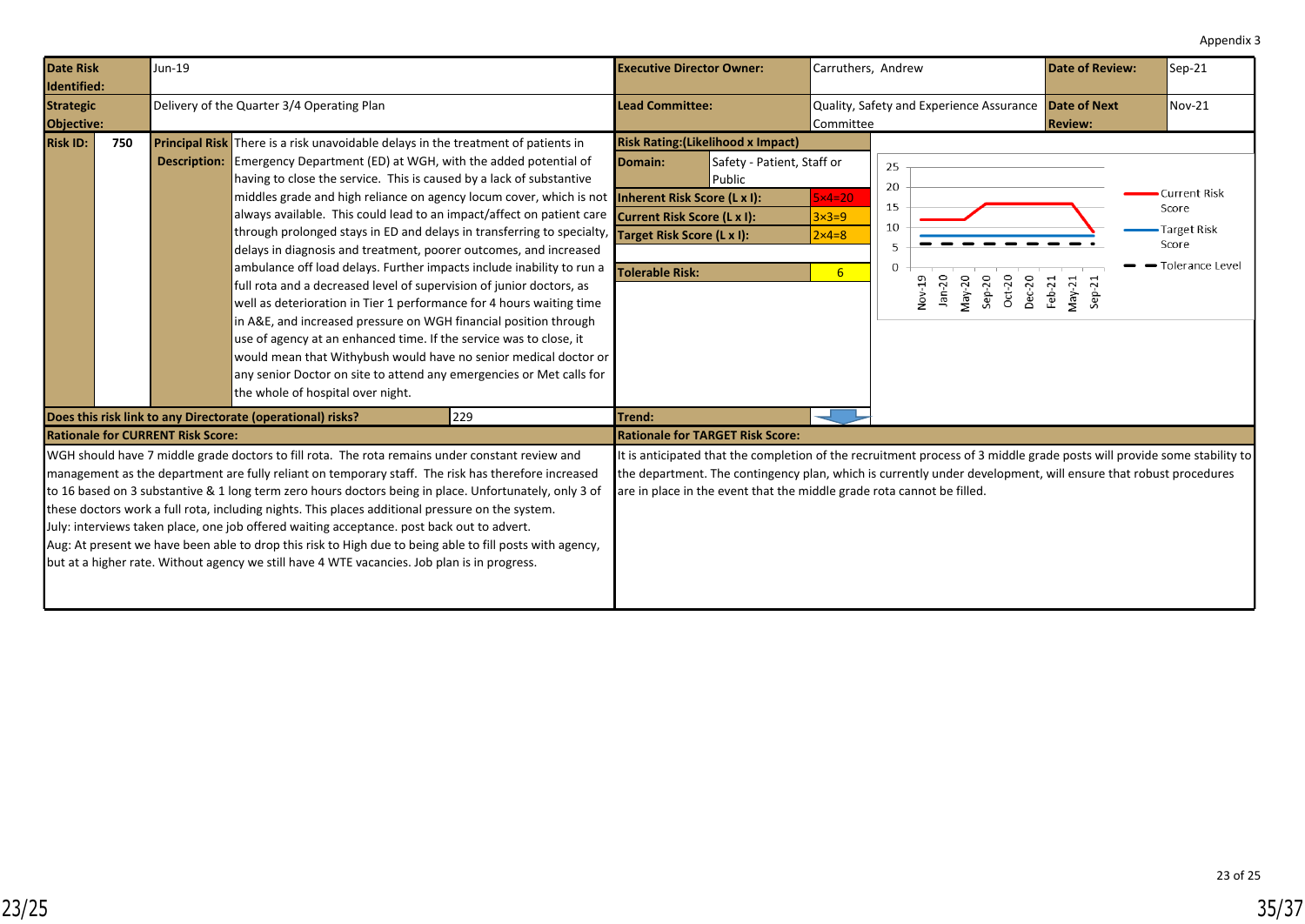Appendix 3

| Date Risk Identified: | Jun-19 | Executive Director Owner: | Carruthers, Andrew | Date of Review: | Sep-21 |
|---|---|---|---|---|---|
| Strategic Objective: | Delivery of the Quarter 3/4 Operating Plan | Lead Committee: | Quality, Safety and Experience Assurance Committee | Date of Next Review: | Nov-21 |

| Risk ID: | 750 |
|---|---|
| **Principal Risk Description:** | There is a risk unavoidable delays in the treatment of patients in Emergency Department (ED) at WGH, with the added potential of having to close the service. This is caused by a lack of substantive middles grade and high reliance on agency locum cover, which is not always available. This could lead to an impact/affect on patient care through prolonged stays in ED and delays in transferring to specialty, delays in diagnosis and treatment, poorer outcomes, and increased ambulance off load delays. Further impacts include inability to run a full rota and a decreased level of supervision of junior doctors, as well as deterioration in Tier 1 performance for 4 hours waiting time in A&E, and increased pressure on WGH financial position through use of agency at an enhanced time. If the service was to close, it would mean that Withybush would have no senior medical doctor or any senior Doctor on site to attend any emergencies or Met calls for the whole of hospital over night. |

**Risk Rating:(Likelihood x Impact)**

| | |
|---|---|
| Domain: | Safety - Patient, Staff or Public |
| Inherent Risk Score (L x I): | 5×4=20 |
| Current Risk Score (L x I): | 3×3=9 |
| Target Risk Score (L x I): | 2×4=8 |
| Tolerable Risk: | 6 |

Chart legend: Current Risk Score; Target Risk Score; Tolerance Level (Nov-19, Jan-20, May-20, Sep-20, Oct-20, Dec-20, Feb-21, May-21, Sep-21)

| Does this risk link to any Directorate (operational) risks? | 229 |
|---|---|
| Trend: | ↓ |

**Rationale for CURRENT Risk Score:**

WGH should have 7 middle grade doctors to fill rota. The rota remains under constant review and management as the department are fully reliant on temporary staff. The risk has therefore increased to 16 based on 3 substantive & 1 long term zero hours doctors being in place. Unfortunately, only 3 of these doctors work a full rota, including nights. This places additional pressure on the system.
July: interviews taken place, one job offered waiting acceptance. post back out to advert.
Aug: At present we have been able to drop this risk to High due to being able to fill posts with agency, but at a higher rate. Without agency we still have 4 WTE vacancies. Job plan is in progress.

**Rationale for TARGET Risk Score:**

It is anticipated that the completion of the recruitment process of 3 middle grade posts will provide some stability to the department. The contingency plan, which is currently under development, will ensure that robust procedures are in place in the event that the middle grade rota cannot be filled.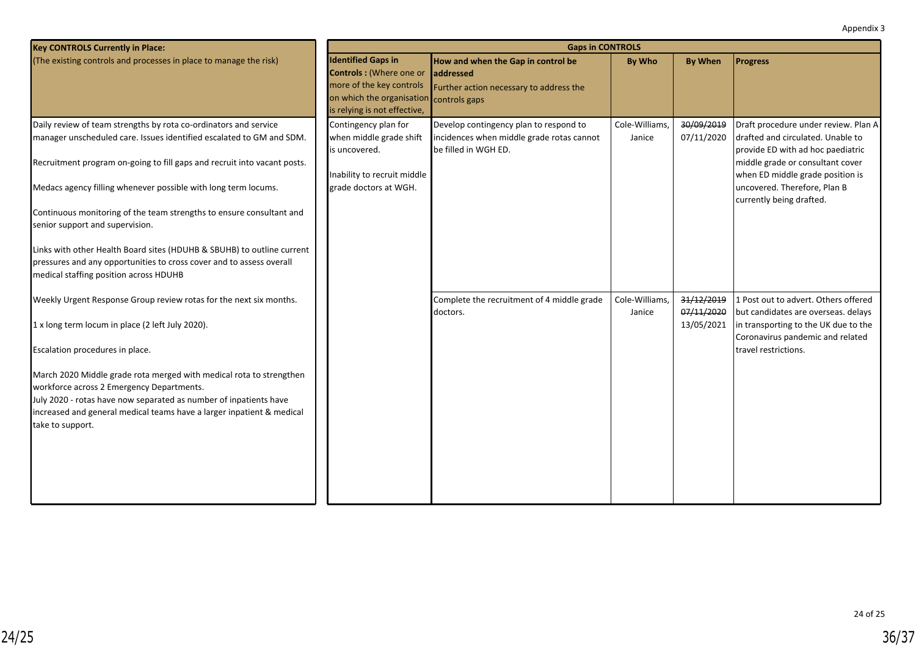Appendix 3

| Key CONTROLS Currently in Place: (The existing controls and processes in place to manage the risk) | Gaps in CONTROLS | | | | |
|---|---|---|---|---|---|
| | **Identified Gaps in Controls :** (Where one or more of the key controls on which the organisation is relying is not effective, | **How and when the Gap in control be addressed** Further action necessary to address the controls gaps | **By Who** | **By When** | **Progress** |
| Daily review of team strengths by rota co-ordinators and service manager unscheduled care. Issues identified escalated to GM and SDM.<br><br>Recruitment program on-going to fill gaps and recruit into vacant posts.<br><br>Medacs agency filling whenever possible with long term locums.<br><br>Continuous monitoring of the team strengths to ensure consultant and senior support and supervision.<br><br>Links with other Health Board sites (HDUHB & SBUHB) to outline current pressures and any opportunities to cross cover and to assess overall medical staffing position across HDUHB | Contingency plan for when middle grade shift is uncovered.<br><br>Inability to recruit middle grade doctors at WGH. | Develop contingency plan to respond to incidences when middle grade rotas cannot be filled in WGH ED. | Cole-Williams, Janice | ~~30/09/2019~~<br>07/11/2020 | Draft procedure under review. Plan A drafted and circulated. Unable to provide ED with ad hoc paediatric middle grade or consultant cover when ED middle grade position is uncovered. Therefore, Plan B currently being drafted. |
| Weekly Urgent Response Group review rotas for the next six months.<br><br>1 x long term locum in place (2 left July 2020).<br><br>Escalation procedures in place.<br><br>March 2020 Middle grade rota merged with medical rota to strengthen workforce across 2 Emergency Departments.<br>July 2020 - rotas have now separated as number of inpatients have increased and general medical teams have a larger inpatient & medical take to support. | | Complete the recruitment of 4 middle grade doctors. | Cole-Williams, Janice | ~~31/12/2019~~<br>~~07/11/2020~~<br>13/05/2021 | 1 Post out to advert. Others offered but candidates are overseas. delays in transporting to the UK due to the Coronavirus pandemic and related travel restrictions. |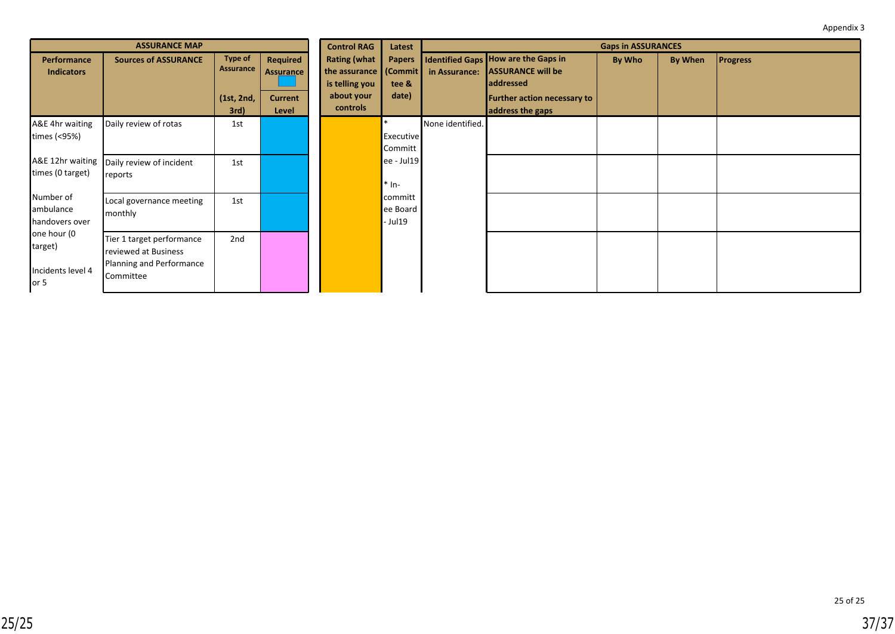Appendix 3

| ASSURANCE MAP | | | | Control RAG Rating (what the assurance is telling you about your controls) | Latest Papers (Committee & date) | Gaps in ASSURANCES | | | | |
|---|---|---|---|---|---|---|---|---|---|---|
| Performance Indicators | Sources of ASSURANCE | Type of Assurance (1st, 2nd, 3rd) | Required Assurance / Current Level | | | Identified Gaps in Assurance: | How are the Gaps in ASSURANCE will be addressed / Further action necessary to address the gaps | By Who | By When | Progress |
| A&E 4hr waiting times (<95%) | Daily review of rotas | 1st | | | * Executive Committee - Jul19 | None identified. | | | | |
| A&E 12hr waiting times (0 target) | Daily review of incident reports | 1st | | | * In-committee Board - Jul19 | | | | | |
| Number of ambulance handovers over one hour (0 target) | Local governance meeting monthly | 1st | | | | | | | | |
| Incidents level 4 or 5 | Tier 1 target performance reviewed at Business Planning and Performance Committee | 2nd | | | | | | | | |